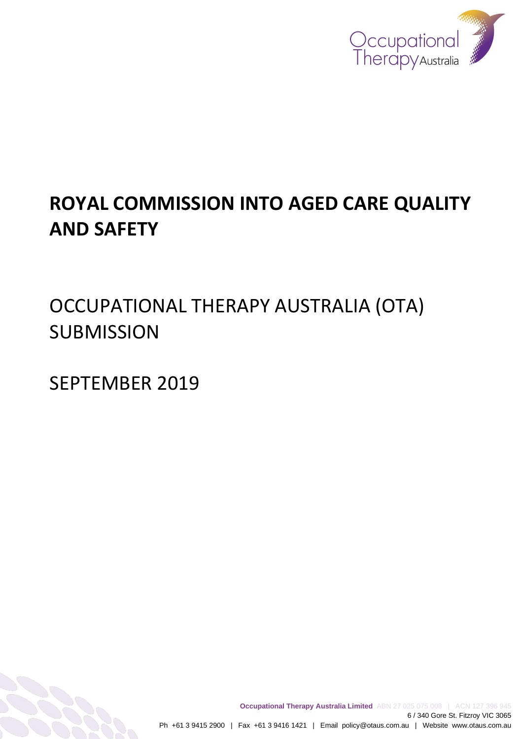# ROYAL COMMISSION INTO AGED CARE QUALITY AND SAFETY

## OCCUPATIONAL THERAPY AUSTRALIA (OTA) SUBMISSION

## SEPTEMBER 2019

**Occupational Therapy Australia Limited** ABN 27 025 075 008 | ACN 127 396 945
6 / 340 Gore St. Fitzroy VIC 3065
Ph +61 3 9415 2900 | Fax +61 3 9416 1421 | Email policy@otaus.com.au | Website www.otaus.com.au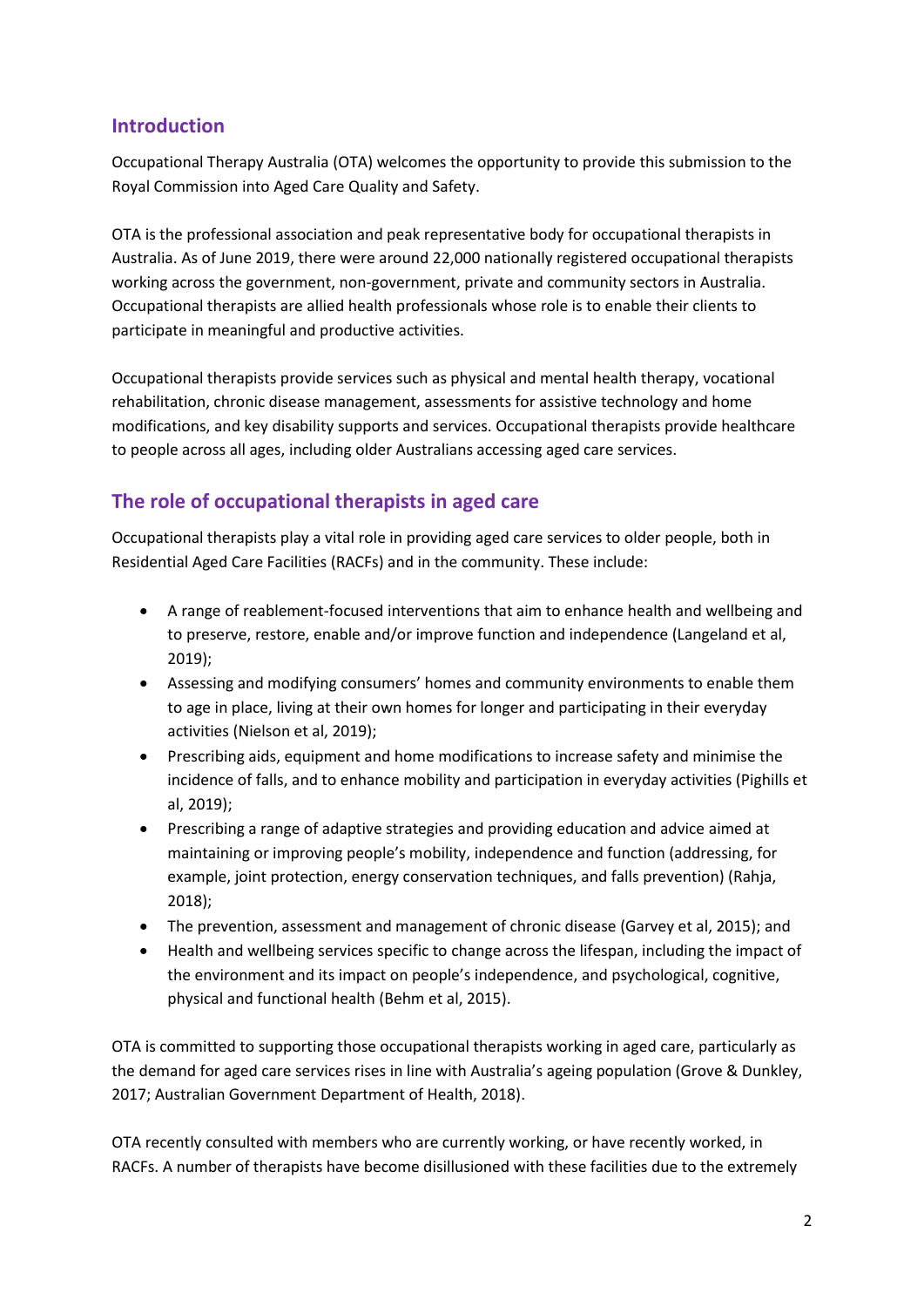## Introduction

Occupational Therapy Australia (OTA) welcomes the opportunity to provide this submission to the Royal Commission into Aged Care Quality and Safety.

OTA is the professional association and peak representative body for occupational therapists in Australia. As of June 2019, there were around 22,000 nationally registered occupational therapists working across the government, non-government, private and community sectors in Australia. Occupational therapists are allied health professionals whose role is to enable their clients to participate in meaningful and productive activities.

Occupational therapists provide services such as physical and mental health therapy, vocational rehabilitation, chronic disease management, assessments for assistive technology and home modifications, and key disability supports and services. Occupational therapists provide healthcare to people across all ages, including older Australians accessing aged care services.

## The role of occupational therapists in aged care

Occupational therapists play a vital role in providing aged care services to older people, both in Residential Aged Care Facilities (RACFs) and in the community. These include:

- A range of reablement-focused interventions that aim to enhance health and wellbeing and to preserve, restore, enable and/or improve function and independence (Langeland et al, 2019);
- Assessing and modifying consumers' homes and community environments to enable them to age in place, living at their own homes for longer and participating in their everyday activities (Nielson et al, 2019);
- Prescribing aids, equipment and home modifications to increase safety and minimise the incidence of falls, and to enhance mobility and participation in everyday activities (Pighills et al, 2019);
- Prescribing a range of adaptive strategies and providing education and advice aimed at maintaining or improving people's mobility, independence and function (addressing, for example, joint protection, energy conservation techniques, and falls prevention) (Rahja, 2018);
- The prevention, assessment and management of chronic disease (Garvey et al, 2015); and
- Health and wellbeing services specific to change across the lifespan, including the impact of the environment and its impact on people's independence, and psychological, cognitive, physical and functional health (Behm et al, 2015).

OTA is committed to supporting those occupational therapists working in aged care, particularly as the demand for aged care services rises in line with Australia's ageing population (Grove & Dunkley, 2017; Australian Government Department of Health, 2018).

OTA recently consulted with members who are currently working, or have recently worked, in RACFs. A number of therapists have become disillusioned with these facilities due to the extremely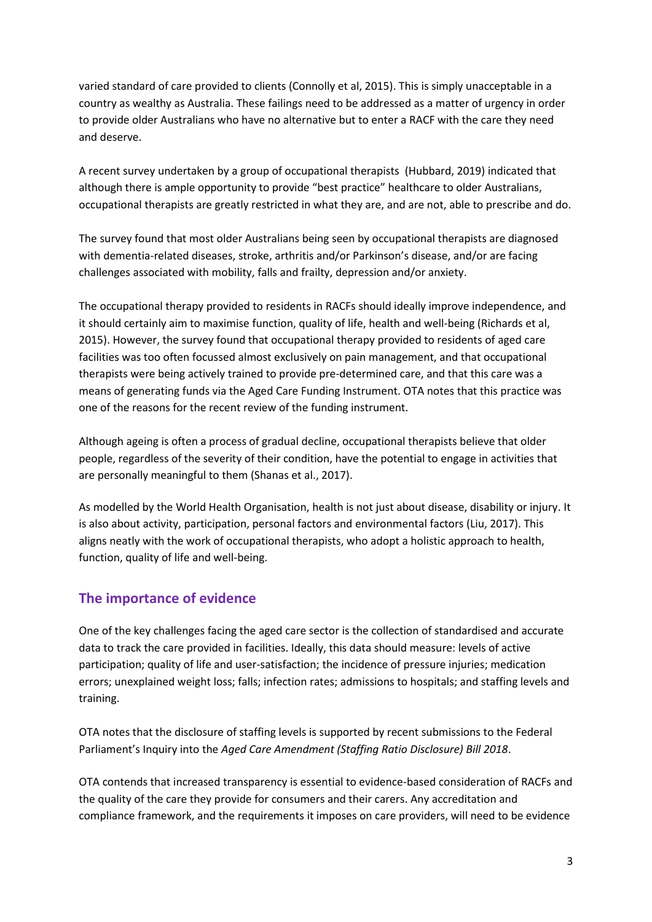varied standard of care provided to clients (Connolly et al, 2015). This is simply unacceptable in a country as wealthy as Australia. These failings need to be addressed as a matter of urgency in order to provide older Australians who have no alternative but to enter a RACF with the care they need and deserve.

A recent survey undertaken by a group of occupational therapists (Hubbard, 2019) indicated that although there is ample opportunity to provide "best practice" healthcare to older Australians, occupational therapists are greatly restricted in what they are, and are not, able to prescribe and do.

The survey found that most older Australians being seen by occupational therapists are diagnosed with dementia-related diseases, stroke, arthritis and/or Parkinson's disease, and/or are facing challenges associated with mobility, falls and frailty, depression and/or anxiety.

The occupational therapy provided to residents in RACFs should ideally improve independence, and it should certainly aim to maximise function, quality of life, health and well-being (Richards et al, 2015). However, the survey found that occupational therapy provided to residents of aged care facilities was too often focussed almost exclusively on pain management, and that occupational therapists were being actively trained to provide pre-determined care, and that this care was a means of generating funds via the Aged Care Funding Instrument. OTA notes that this practice was one of the reasons for the recent review of the funding instrument.

Although ageing is often a process of gradual decline, occupational therapists believe that older people, regardless of the severity of their condition, have the potential to engage in activities that are personally meaningful to them (Shanas et al., 2017).

As modelled by the World Health Organisation, health is not just about disease, disability or injury. It is also about activity, participation, personal factors and environmental factors (Liu, 2017). This aligns neatly with the work of occupational therapists, who adopt a holistic approach to health, function, quality of life and well-being.

## The importance of evidence

One of the key challenges facing the aged care sector is the collection of standardised and accurate data to track the care provided in facilities. Ideally, this data should measure: levels of active participation; quality of life and user-satisfaction; the incidence of pressure injuries; medication errors; unexplained weight loss; falls; infection rates; admissions to hospitals; and staffing levels and training.

OTA notes that the disclosure of staffing levels is supported by recent submissions to the Federal Parliament's Inquiry into the *Aged Care Amendment (Staffing Ratio Disclosure) Bill 2018*.

OTA contends that increased transparency is essential to evidence-based consideration of RACFs and the quality of the care they provide for consumers and their carers. Any accreditation and compliance framework, and the requirements it imposes on care providers, will need to be evidence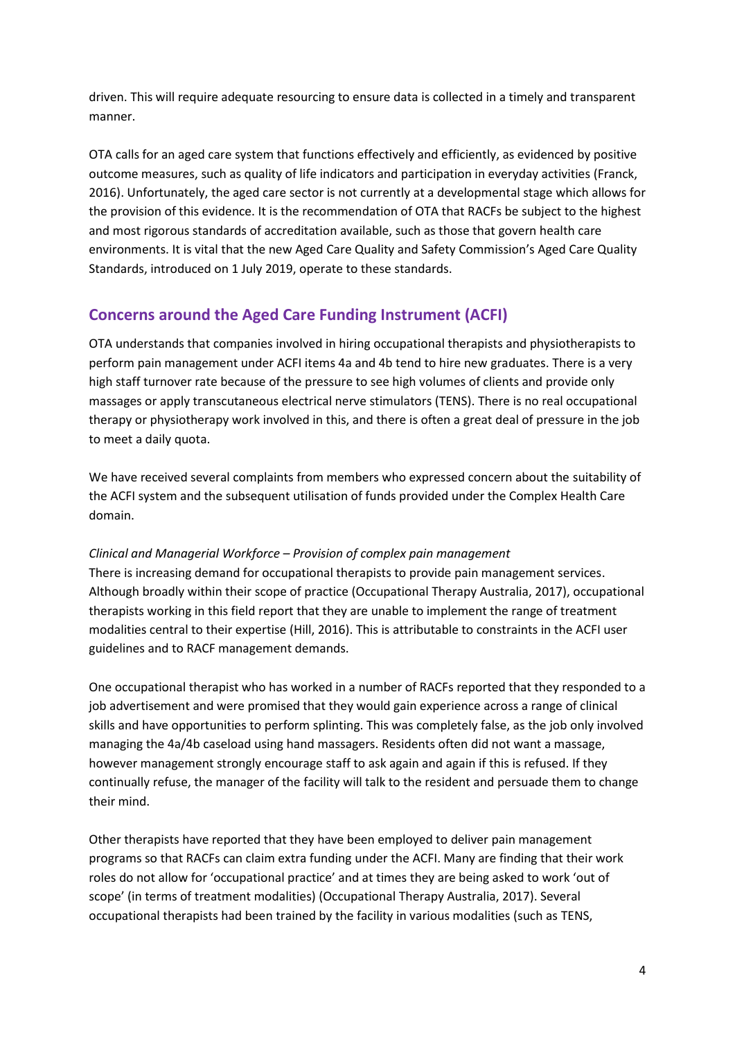driven. This will require adequate resourcing to ensure data is collected in a timely and transparent manner.

OTA calls for an aged care system that functions effectively and efficiently, as evidenced by positive outcome measures, such as quality of life indicators and participation in everyday activities (Franck, 2016). Unfortunately, the aged care sector is not currently at a developmental stage which allows for the provision of this evidence. It is the recommendation of OTA that RACFs be subject to the highest and most rigorous standards of accreditation available, such as those that govern health care environments. It is vital that the new Aged Care Quality and Safety Commission's Aged Care Quality Standards, introduced on 1 July 2019, operate to these standards.

## Concerns around the Aged Care Funding Instrument (ACFI)

OTA understands that companies involved in hiring occupational therapists and physiotherapists to perform pain management under ACFI items 4a and 4b tend to hire new graduates. There is a very high staff turnover rate because of the pressure to see high volumes of clients and provide only massages or apply transcutaneous electrical nerve stimulators (TENS). There is no real occupational therapy or physiotherapy work involved in this, and there is often a great deal of pressure in the job to meet a daily quota.

We have received several complaints from members who expressed concern about the suitability of the ACFI system and the subsequent utilisation of funds provided under the Complex Health Care domain.

*Clinical and Managerial Workforce – Provision of complex pain management*

There is increasing demand for occupational therapists to provide pain management services. Although broadly within their scope of practice (Occupational Therapy Australia, 2017), occupational therapists working in this field report that they are unable to implement the range of treatment modalities central to their expertise (Hill, 2016). This is attributable to constraints in the ACFI user guidelines and to RACF management demands.

One occupational therapist who has worked in a number of RACFs reported that they responded to a job advertisement and were promised that they would gain experience across a range of clinical skills and have opportunities to perform splinting. This was completely false, as the job only involved managing the 4a/4b caseload using hand massagers. Residents often did not want a massage, however management strongly encourage staff to ask again and again if this is refused. If they continually refuse, the manager of the facility will talk to the resident and persuade them to change their mind.

Other therapists have reported that they have been employed to deliver pain management programs so that RACFs can claim extra funding under the ACFI. Many are finding that their work roles do not allow for 'occupational practice' and at times they are being asked to work 'out of scope' (in terms of treatment modalities) (Occupational Therapy Australia, 2017). Several occupational therapists had been trained by the facility in various modalities (such as TENS,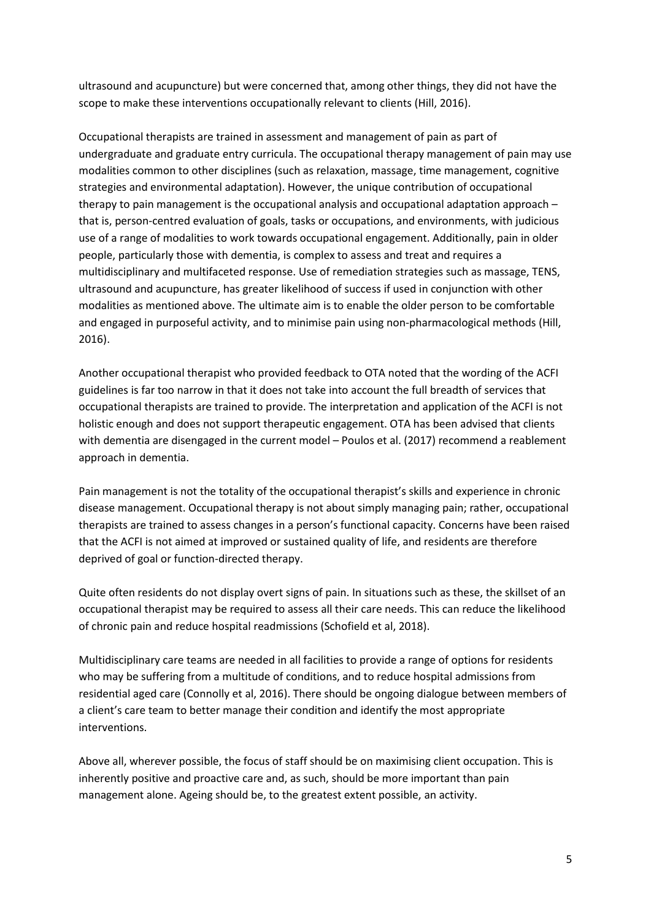ultrasound and acupuncture) but were concerned that, among other things, they did not have the scope to make these interventions occupationally relevant to clients (Hill, 2016).

Occupational therapists are trained in assessment and management of pain as part of undergraduate and graduate entry curricula. The occupational therapy management of pain may use modalities common to other disciplines (such as relaxation, massage, time management, cognitive strategies and environmental adaptation). However, the unique contribution of occupational therapy to pain management is the occupational analysis and occupational adaptation approach – that is, person-centred evaluation of goals, tasks or occupations, and environments, with judicious use of a range of modalities to work towards occupational engagement. Additionally, pain in older people, particularly those with dementia, is complex to assess and treat and requires a multidisciplinary and multifaceted response. Use of remediation strategies such as massage, TENS, ultrasound and acupuncture, has greater likelihood of success if used in conjunction with other modalities as mentioned above. The ultimate aim is to enable the older person to be comfortable and engaged in purposeful activity, and to minimise pain using non-pharmacological methods (Hill, 2016).

Another occupational therapist who provided feedback to OTA noted that the wording of the ACFI guidelines is far too narrow in that it does not take into account the full breadth of services that occupational therapists are trained to provide. The interpretation and application of the ACFI is not holistic enough and does not support therapeutic engagement. OTA has been advised that clients with dementia are disengaged in the current model – Poulos et al. (2017) recommend a reablement approach in dementia.

Pain management is not the totality of the occupational therapist's skills and experience in chronic disease management. Occupational therapy is not about simply managing pain; rather, occupational therapists are trained to assess changes in a person's functional capacity. Concerns have been raised that the ACFI is not aimed at improved or sustained quality of life, and residents are therefore deprived of goal or function-directed therapy.

Quite often residents do not display overt signs of pain. In situations such as these, the skillset of an occupational therapist may be required to assess all their care needs. This can reduce the likelihood of chronic pain and reduce hospital readmissions (Schofield et al, 2018).

Multidisciplinary care teams are needed in all facilities to provide a range of options for residents who may be suffering from a multitude of conditions, and to reduce hospital admissions from residential aged care (Connolly et al, 2016). There should be ongoing dialogue between members of a client's care team to better manage their condition and identify the most appropriate interventions.

Above all, wherever possible, the focus of staff should be on maximising client occupation. This is inherently positive and proactive care and, as such, should be more important than pain management alone. Ageing should be, to the greatest extent possible, an activity.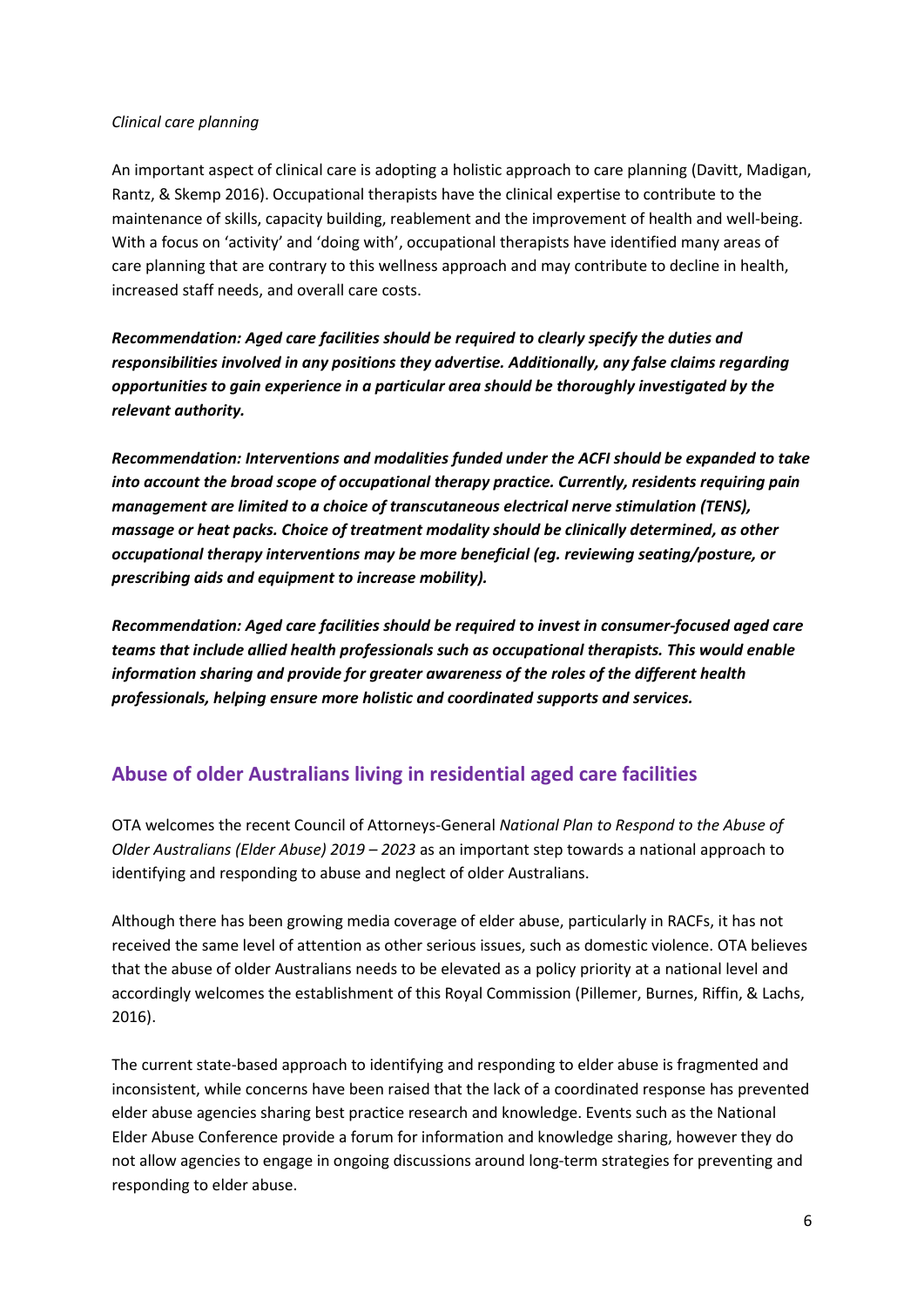*Clinical care planning*

An important aspect of clinical care is adopting a holistic approach to care planning (Davitt, Madigan, Rantz, & Skemp 2016). Occupational therapists have the clinical expertise to contribute to the maintenance of skills, capacity building, reablement and the improvement of health and well-being. With a focus on 'activity' and 'doing with', occupational therapists have identified many areas of care planning that are contrary to this wellness approach and may contribute to decline in health, increased staff needs, and overall care costs.

***Recommendation: Aged care facilities should be required to clearly specify the duties and responsibilities involved in any positions they advertise. Additionally, any false claims regarding opportunities to gain experience in a particular area should be thoroughly investigated by the relevant authority.***

***Recommendation: Interventions and modalities funded under the ACFI should be expanded to take into account the broad scope of occupational therapy practice. Currently, residents requiring pain management are limited to a choice of transcutaneous electrical nerve stimulation (TENS), massage or heat packs. Choice of treatment modality should be clinically determined, as other occupational therapy interventions may be more beneficial (eg. reviewing seating/posture, or prescribing aids and equipment to increase mobility).***

***Recommendation: Aged care facilities should be required to invest in consumer-focused aged care teams that include allied health professionals such as occupational therapists. This would enable information sharing and provide for greater awareness of the roles of the different health professionals, helping ensure more holistic and coordinated supports and services.***

## Abuse of older Australians living in residential aged care facilities

OTA welcomes the recent Council of Attorneys-General *National Plan to Respond to the Abuse of Older Australians (Elder Abuse) 2019 – 2023* as an important step towards a national approach to identifying and responding to abuse and neglect of older Australians.

Although there has been growing media coverage of elder abuse, particularly in RACFs, it has not received the same level of attention as other serious issues, such as domestic violence. OTA believes that the abuse of older Australians needs to be elevated as a policy priority at a national level and accordingly welcomes the establishment of this Royal Commission (Pillemer, Burnes, Riffin, & Lachs, 2016).

The current state-based approach to identifying and responding to elder abuse is fragmented and inconsistent, while concerns have been raised that the lack of a coordinated response has prevented elder abuse agencies sharing best practice research and knowledge. Events such as the National Elder Abuse Conference provide a forum for information and knowledge sharing, however they do not allow agencies to engage in ongoing discussions around long-term strategies for preventing and responding to elder abuse.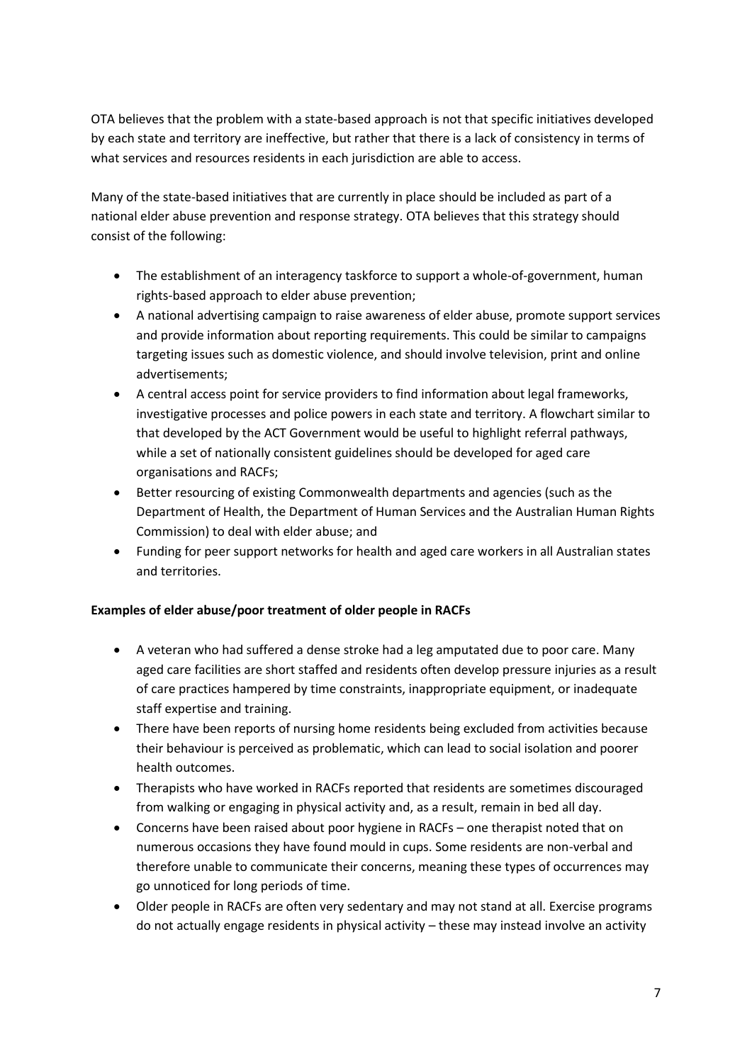OTA believes that the problem with a state-based approach is not that specific initiatives developed by each state and territory are ineffective, but rather that there is a lack of consistency in terms of what services and resources residents in each jurisdiction are able to access.

Many of the state-based initiatives that are currently in place should be included as part of a national elder abuse prevention and response strategy. OTA believes that this strategy should consist of the following:

- The establishment of an interagency taskforce to support a whole-of-government, human rights-based approach to elder abuse prevention;
- A national advertising campaign to raise awareness of elder abuse, promote support services and provide information about reporting requirements. This could be similar to campaigns targeting issues such as domestic violence, and should involve television, print and online advertisements;
- A central access point for service providers to find information about legal frameworks, investigative processes and police powers in each state and territory. A flowchart similar to that developed by the ACT Government would be useful to highlight referral pathways, while a set of nationally consistent guidelines should be developed for aged care organisations and RACFs;
- Better resourcing of existing Commonwealth departments and agencies (such as the Department of Health, the Department of Human Services and the Australian Human Rights Commission) to deal with elder abuse; and
- Funding for peer support networks for health and aged care workers in all Australian states and territories.

**Examples of elder abuse/poor treatment of older people in RACFs**

- A veteran who had suffered a dense stroke had a leg amputated due to poor care. Many aged care facilities are short staffed and residents often develop pressure injuries as a result of care practices hampered by time constraints, inappropriate equipment, or inadequate staff expertise and training.
- There have been reports of nursing home residents being excluded from activities because their behaviour is perceived as problematic, which can lead to social isolation and poorer health outcomes.
- Therapists who have worked in RACFs reported that residents are sometimes discouraged from walking or engaging in physical activity and, as a result, remain in bed all day.
- Concerns have been raised about poor hygiene in RACFs – one therapist noted that on numerous occasions they have found mould in cups. Some residents are non-verbal and therefore unable to communicate their concerns, meaning these types of occurrences may go unnoticed for long periods of time.
- Older people in RACFs are often very sedentary and may not stand at all. Exercise programs do not actually engage residents in physical activity – these may instead involve an activity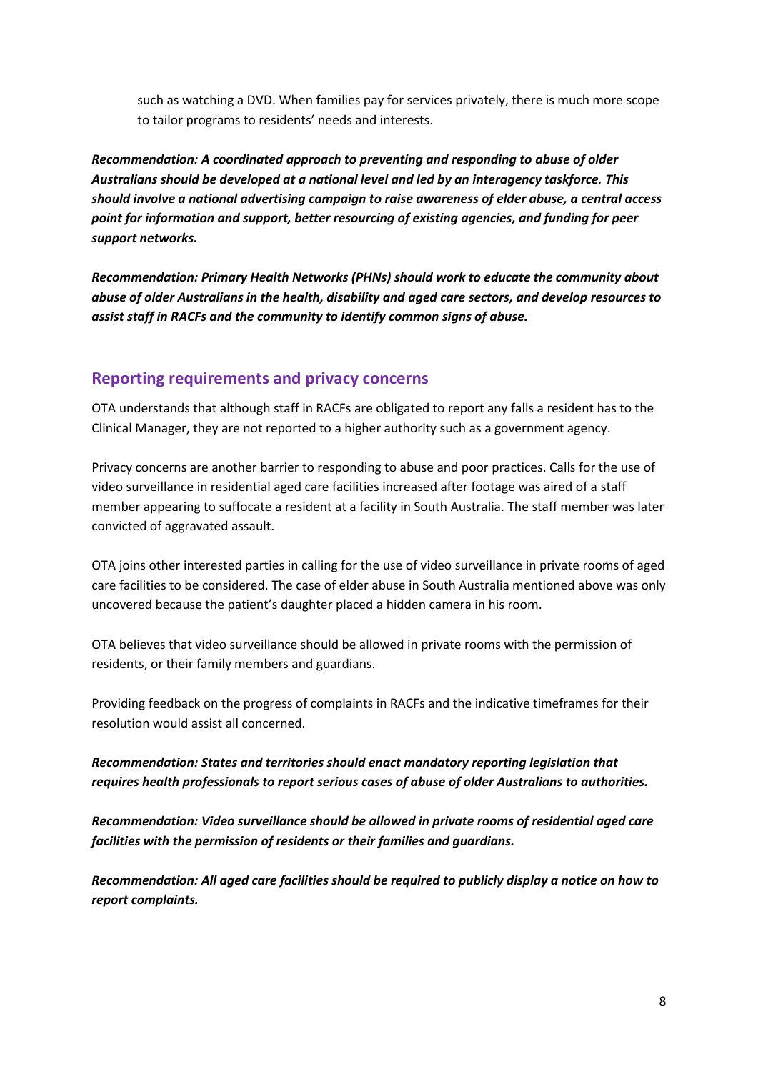such as watching a DVD. When families pay for services privately, there is much more scope to tailor programs to residents' needs and interests.

***Recommendation: A coordinated approach to preventing and responding to abuse of older Australians should be developed at a national level and led by an interagency taskforce. This should involve a national advertising campaign to raise awareness of elder abuse, a central access point for information and support, better resourcing of existing agencies, and funding for peer support networks.***

***Recommendation: Primary Health Networks (PHNs) should work to educate the community about abuse of older Australians in the health, disability and aged care sectors, and develop resources to assist staff in RACFs and the community to identify common signs of abuse.***

## Reporting requirements and privacy concerns

OTA understands that although staff in RACFs are obligated to report any falls a resident has to the Clinical Manager, they are not reported to a higher authority such as a government agency.

Privacy concerns are another barrier to responding to abuse and poor practices. Calls for the use of video surveillance in residential aged care facilities increased after footage was aired of a staff member appearing to suffocate a resident at a facility in South Australia. The staff member was later convicted of aggravated assault.

OTA joins other interested parties in calling for the use of video surveillance in private rooms of aged care facilities to be considered. The case of elder abuse in South Australia mentioned above was only uncovered because the patient's daughter placed a hidden camera in his room.

OTA believes that video surveillance should be allowed in private rooms with the permission of residents, or their family members and guardians.

Providing feedback on the progress of complaints in RACFs and the indicative timeframes for their resolution would assist all concerned.

***Recommendation: States and territories should enact mandatory reporting legislation that requires health professionals to report serious cases of abuse of older Australians to authorities.***

***Recommendation: Video surveillance should be allowed in private rooms of residential aged care facilities with the permission of residents or their families and guardians.***

***Recommendation: All aged care facilities should be required to publicly display a notice on how to report complaints.***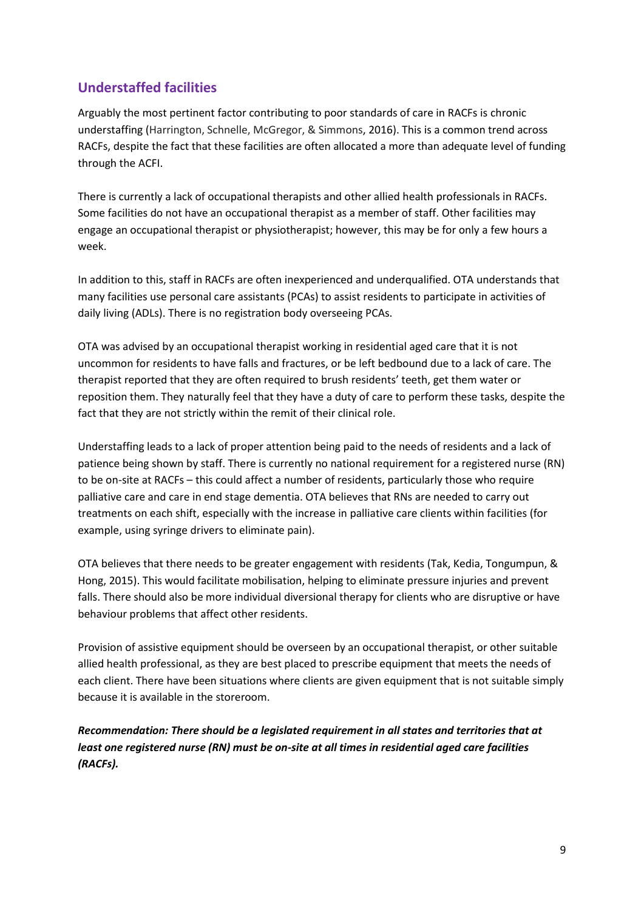## Understaffed facilities

Arguably the most pertinent factor contributing to poor standards of care in RACFs is chronic understaffing (Harrington, Schnelle, McGregor, & Simmons, 2016). This is a common trend across RACFs, despite the fact that these facilities are often allocated a more than adequate level of funding through the ACFI.

There is currently a lack of occupational therapists and other allied health professionals in RACFs. Some facilities do not have an occupational therapist as a member of staff. Other facilities may engage an occupational therapist or physiotherapist; however, this may be for only a few hours a week.

In addition to this, staff in RACFs are often inexperienced and underqualified. OTA understands that many facilities use personal care assistants (PCAs) to assist residents to participate in activities of daily living (ADLs). There is no registration body overseeing PCAs.

OTA was advised by an occupational therapist working in residential aged care that it is not uncommon for residents to have falls and fractures, or be left bedbound due to a lack of care. The therapist reported that they are often required to brush residents' teeth, get them water or reposition them. They naturally feel that they have a duty of care to perform these tasks, despite the fact that they are not strictly within the remit of their clinical role.

Understaffing leads to a lack of proper attention being paid to the needs of residents and a lack of patience being shown by staff. There is currently no national requirement for a registered nurse (RN) to be on-site at RACFs – this could affect a number of residents, particularly those who require palliative care and care in end stage dementia. OTA believes that RNs are needed to carry out treatments on each shift, especially with the increase in palliative care clients within facilities (for example, using syringe drivers to eliminate pain).

OTA believes that there needs to be greater engagement with residents (Tak, Kedia, Tongumpun, & Hong, 2015). This would facilitate mobilisation, helping to eliminate pressure injuries and prevent falls. There should also be more individual diversional therapy for clients who are disruptive or have behaviour problems that affect other residents.

Provision of assistive equipment should be overseen by an occupational therapist, or other suitable allied health professional, as they are best placed to prescribe equipment that meets the needs of each client. There have been situations where clients are given equipment that is not suitable simply because it is available in the storeroom.

***Recommendation: There should be a legislated requirement in all states and territories that at least one registered nurse (RN) must be on-site at all times in residential aged care facilities (RACFs).***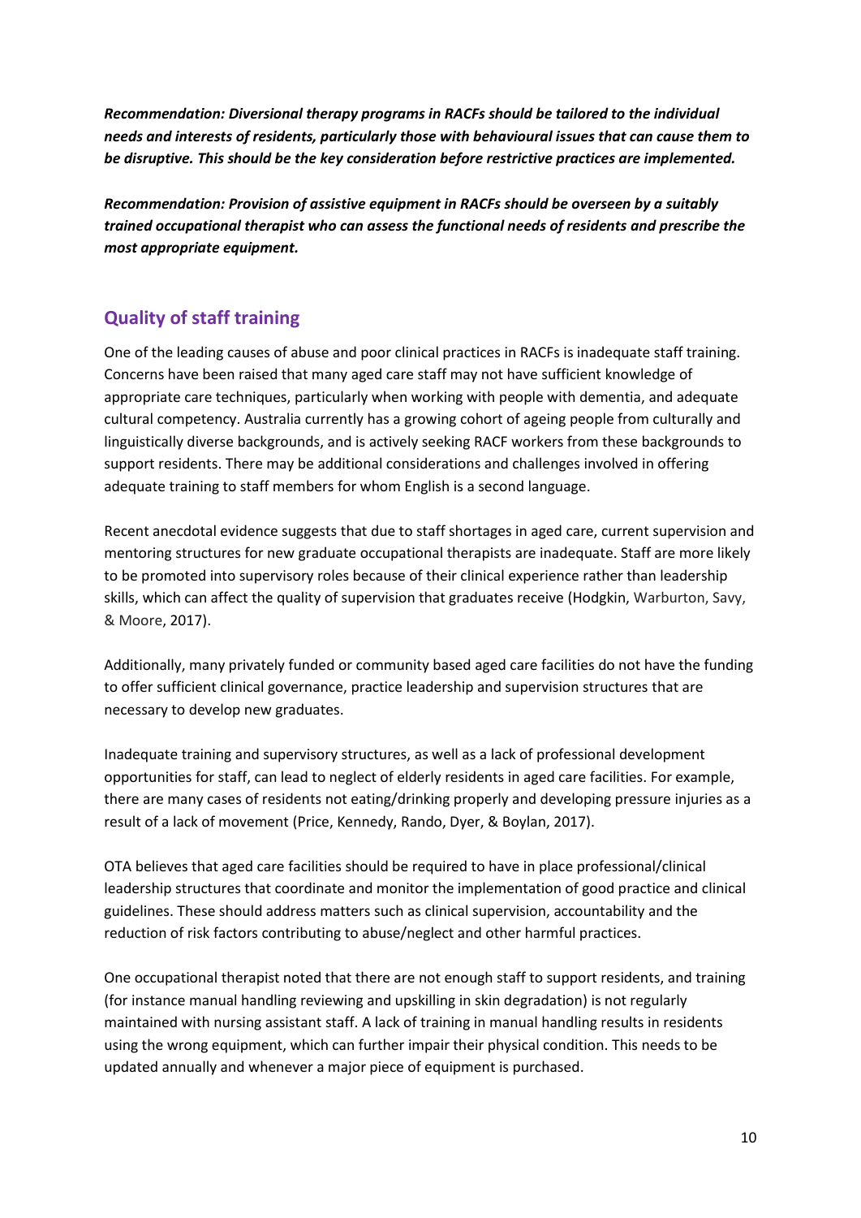***Recommendation: Diversional therapy programs in RACFs should be tailored to the individual needs and interests of residents, particularly those with behavioural issues that can cause them to be disruptive. This should be the key consideration before restrictive practices are implemented.***

***Recommendation: Provision of assistive equipment in RACFs should be overseen by a suitably trained occupational therapist who can assess the functional needs of residents and prescribe the most appropriate equipment.***

## Quality of staff training

One of the leading causes of abuse and poor clinical practices in RACFs is inadequate staff training. Concerns have been raised that many aged care staff may not have sufficient knowledge of appropriate care techniques, particularly when working with people with dementia, and adequate cultural competency. Australia currently has a growing cohort of ageing people from culturally and linguistically diverse backgrounds, and is actively seeking RACF workers from these backgrounds to support residents. There may be additional considerations and challenges involved in offering adequate training to staff members for whom English is a second language.

Recent anecdotal evidence suggests that due to staff shortages in aged care, current supervision and mentoring structures for new graduate occupational therapists are inadequate. Staff are more likely to be promoted into supervisory roles because of their clinical experience rather than leadership skills, which can affect the quality of supervision that graduates receive (Hodgkin, Warburton, Savy, & Moore, 2017).

Additionally, many privately funded or community based aged care facilities do not have the funding to offer sufficient clinical governance, practice leadership and supervision structures that are necessary to develop new graduates.

Inadequate training and supervisory structures, as well as a lack of professional development opportunities for staff, can lead to neglect of elderly residents in aged care facilities. For example, there are many cases of residents not eating/drinking properly and developing pressure injuries as a result of a lack of movement (Price, Kennedy, Rando, Dyer, & Boylan, 2017).

OTA believes that aged care facilities should be required to have in place professional/clinical leadership structures that coordinate and monitor the implementation of good practice and clinical guidelines. These should address matters such as clinical supervision, accountability and the reduction of risk factors contributing to abuse/neglect and other harmful practices.

One occupational therapist noted that there are not enough staff to support residents, and training (for instance manual handling reviewing and upskilling in skin degradation) is not regularly maintained with nursing assistant staff. A lack of training in manual handling results in residents using the wrong equipment, which can further impair their physical condition. This needs to be updated annually and whenever a major piece of equipment is purchased.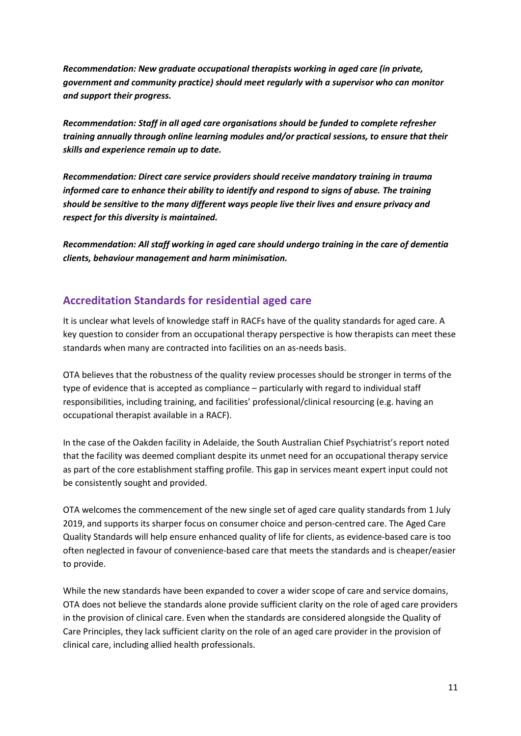***Recommendation: New graduate occupational therapists working in aged care (in private, government and community practice) should meet regularly with a supervisor who can monitor and support their progress.***

***Recommendation: Staff in all aged care organisations should be funded to complete refresher training annually through online learning modules and/or practical sessions, to ensure that their skills and experience remain up to date.***

***Recommendation: Direct care service providers should receive mandatory training in trauma informed care to enhance their ability to identify and respond to signs of abuse. The training should be sensitive to the many different ways people live their lives and ensure privacy and respect for this diversity is maintained.***

***Recommendation: All staff working in aged care should undergo training in the care of dementia clients, behaviour management and harm minimisation.***

## Accreditation Standards for residential aged care

It is unclear what levels of knowledge staff in RACFs have of the quality standards for aged care. A key question to consider from an occupational therapy perspective is how therapists can meet these standards when many are contracted into facilities on an as-needs basis.

OTA believes that the robustness of the quality review processes should be stronger in terms of the type of evidence that is accepted as compliance – particularly with regard to individual staff responsibilities, including training, and facilities' professional/clinical resourcing (e.g. having an occupational therapist available in a RACF).

In the case of the Oakden facility in Adelaide, the South Australian Chief Psychiatrist's report noted that the facility was deemed compliant despite its unmet need for an occupational therapy service as part of the core establishment staffing profile. This gap in services meant expert input could not be consistently sought and provided.

OTA welcomes the commencement of the new single set of aged care quality standards from 1 July 2019, and supports its sharper focus on consumer choice and person-centred care. The Aged Care Quality Standards will help ensure enhanced quality of life for clients, as evidence-based care is too often neglected in favour of convenience-based care that meets the standards and is cheaper/easier to provide.

While the new standards have been expanded to cover a wider scope of care and service domains, OTA does not believe the standards alone provide sufficient clarity on the role of aged care providers in the provision of clinical care. Even when the standards are considered alongside the Quality of Care Principles, they lack sufficient clarity on the role of an aged care provider in the provision of clinical care, including allied health professionals.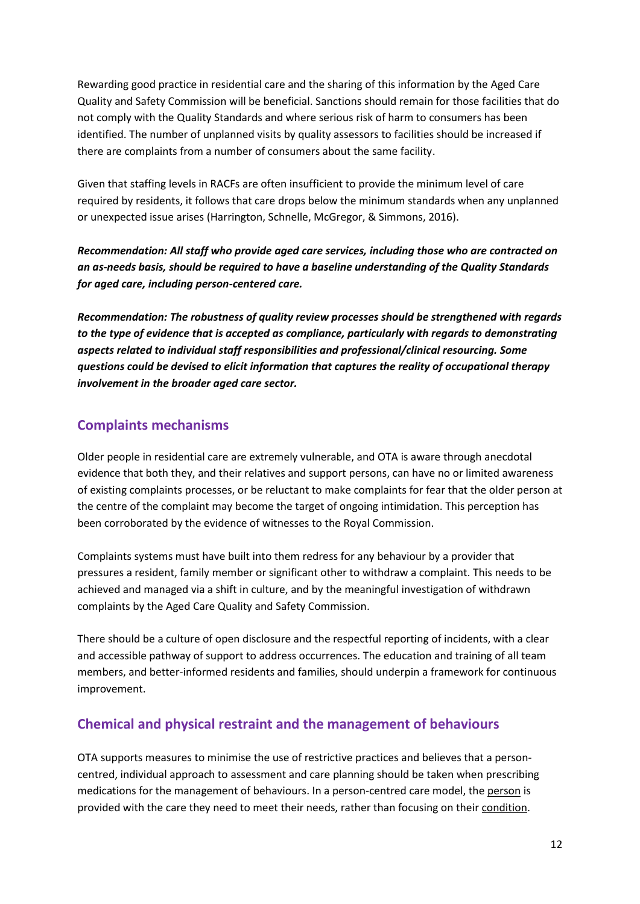Rewarding good practice in residential care and the sharing of this information by the Aged Care Quality and Safety Commission will be beneficial. Sanctions should remain for those facilities that do not comply with the Quality Standards and where serious risk of harm to consumers has been identified. The number of unplanned visits by quality assessors to facilities should be increased if there are complaints from a number of consumers about the same facility.

Given that staffing levels in RACFs are often insufficient to provide the minimum level of care required by residents, it follows that care drops below the minimum standards when any unplanned or unexpected issue arises (Harrington, Schnelle, McGregor, & Simmons, 2016).

***Recommendation: All staff who provide aged care services, including those who are contracted on an as-needs basis, should be required to have a baseline understanding of the Quality Standards for aged care, including person-centered care.***

***Recommendation: The robustness of quality review processes should be strengthened with regards to the type of evidence that is accepted as compliance, particularly with regards to demonstrating aspects related to individual staff responsibilities and professional/clinical resourcing. Some questions could be devised to elicit information that captures the reality of occupational therapy involvement in the broader aged care sector.***

## Complaints mechanisms

Older people in residential care are extremely vulnerable, and OTA is aware through anecdotal evidence that both they, and their relatives and support persons, can have no or limited awareness of existing complaints processes, or be reluctant to make complaints for fear that the older person at the centre of the complaint may become the target of ongoing intimidation. This perception has been corroborated by the evidence of witnesses to the Royal Commission.

Complaints systems must have built into them redress for any behaviour by a provider that pressures a resident, family member or significant other to withdraw a complaint. This needs to be achieved and managed via a shift in culture, and by the meaningful investigation of withdrawn complaints by the Aged Care Quality and Safety Commission.

There should be a culture of open disclosure and the respectful reporting of incidents, with a clear and accessible pathway of support to address occurrences. The education and training of all team members, and better-informed residents and families, should underpin a framework for continuous improvement.

## Chemical and physical restraint and the management of behaviours

OTA supports measures to minimise the use of restrictive practices and believes that a person-centred, individual approach to assessment and care planning should be taken when prescribing medications for the management of behaviours. In a person-centred care model, the person is provided with the care they need to meet their needs, rather than focusing on their condition.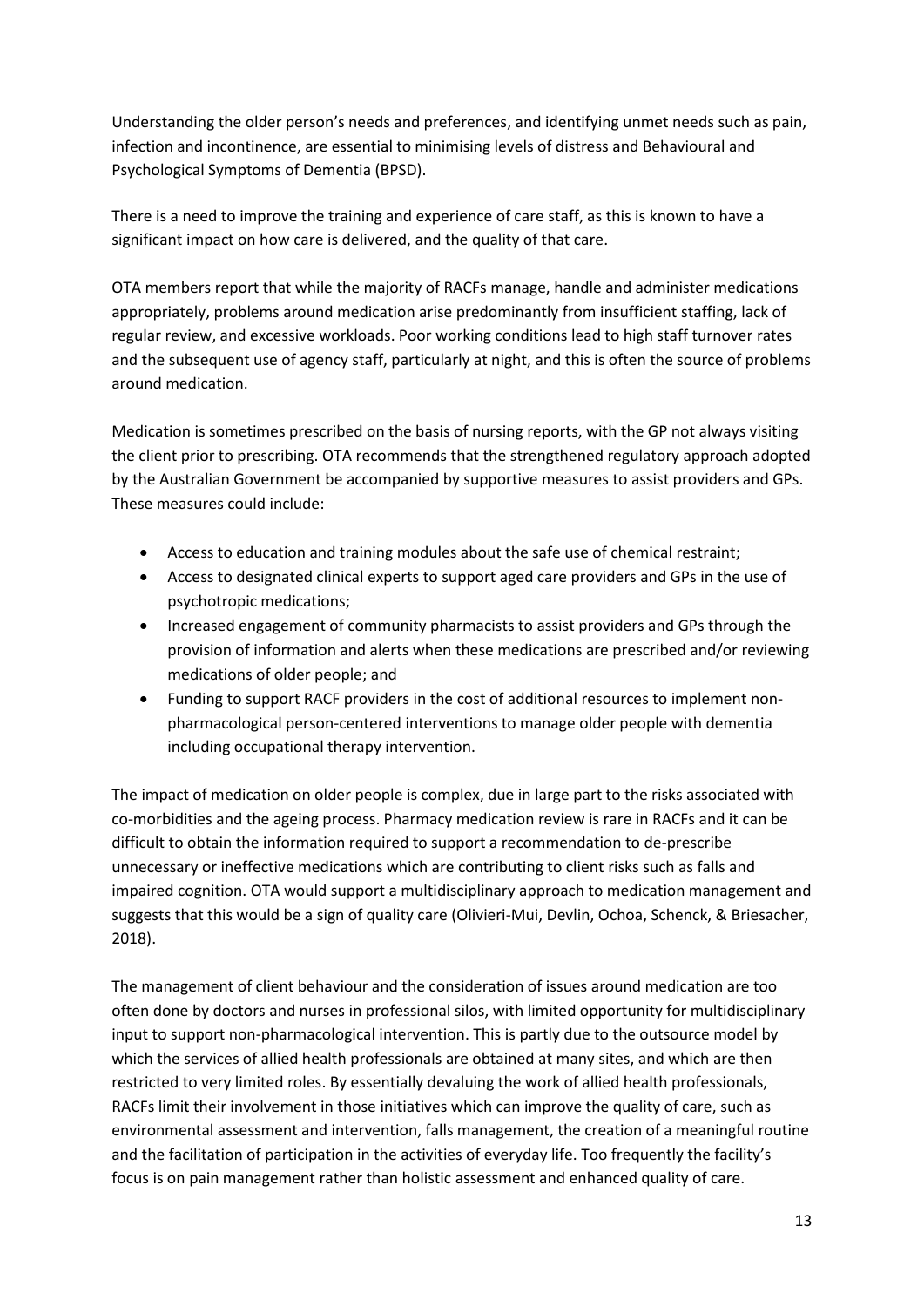Understanding the older person's needs and preferences, and identifying unmet needs such as pain, infection and incontinence, are essential to minimising levels of distress and Behavioural and Psychological Symptoms of Dementia (BPSD).

There is a need to improve the training and experience of care staff, as this is known to have a significant impact on how care is delivered, and the quality of that care.

OTA members report that while the majority of RACFs manage, handle and administer medications appropriately, problems around medication arise predominantly from insufficient staffing, lack of regular review, and excessive workloads. Poor working conditions lead to high staff turnover rates and the subsequent use of agency staff, particularly at night, and this is often the source of problems around medication.

Medication is sometimes prescribed on the basis of nursing reports, with the GP not always visiting the client prior to prescribing. OTA recommends that the strengthened regulatory approach adopted by the Australian Government be accompanied by supportive measures to assist providers and GPs. These measures could include:

- Access to education and training modules about the safe use of chemical restraint;
- Access to designated clinical experts to support aged care providers and GPs in the use of psychotropic medications;
- Increased engagement of community pharmacists to assist providers and GPs through the provision of information and alerts when these medications are prescribed and/or reviewing medications of older people; and
- Funding to support RACF providers in the cost of additional resources to implement non-pharmacological person-centered interventions to manage older people with dementia including occupational therapy intervention.

The impact of medication on older people is complex, due in large part to the risks associated with co-morbidities and the ageing process. Pharmacy medication review is rare in RACFs and it can be difficult to obtain the information required to support a recommendation to de-prescribe unnecessary or ineffective medications which are contributing to client risks such as falls and impaired cognition. OTA would support a multidisciplinary approach to medication management and suggests that this would be a sign of quality care (Olivieri-Mui, Devlin, Ochoa, Schenck, & Briesacher, 2018).

The management of client behaviour and the consideration of issues around medication are too often done by doctors and nurses in professional silos, with limited opportunity for multidisciplinary input to support non-pharmacological intervention. This is partly due to the outsource model by which the services of allied health professionals are obtained at many sites, and which are then restricted to very limited roles. By essentially devaluing the work of allied health professionals, RACFs limit their involvement in those initiatives which can improve the quality of care, such as environmental assessment and intervention, falls management, the creation of a meaningful routine and the facilitation of participation in the activities of everyday life. Too frequently the facility's focus is on pain management rather than holistic assessment and enhanced quality of care.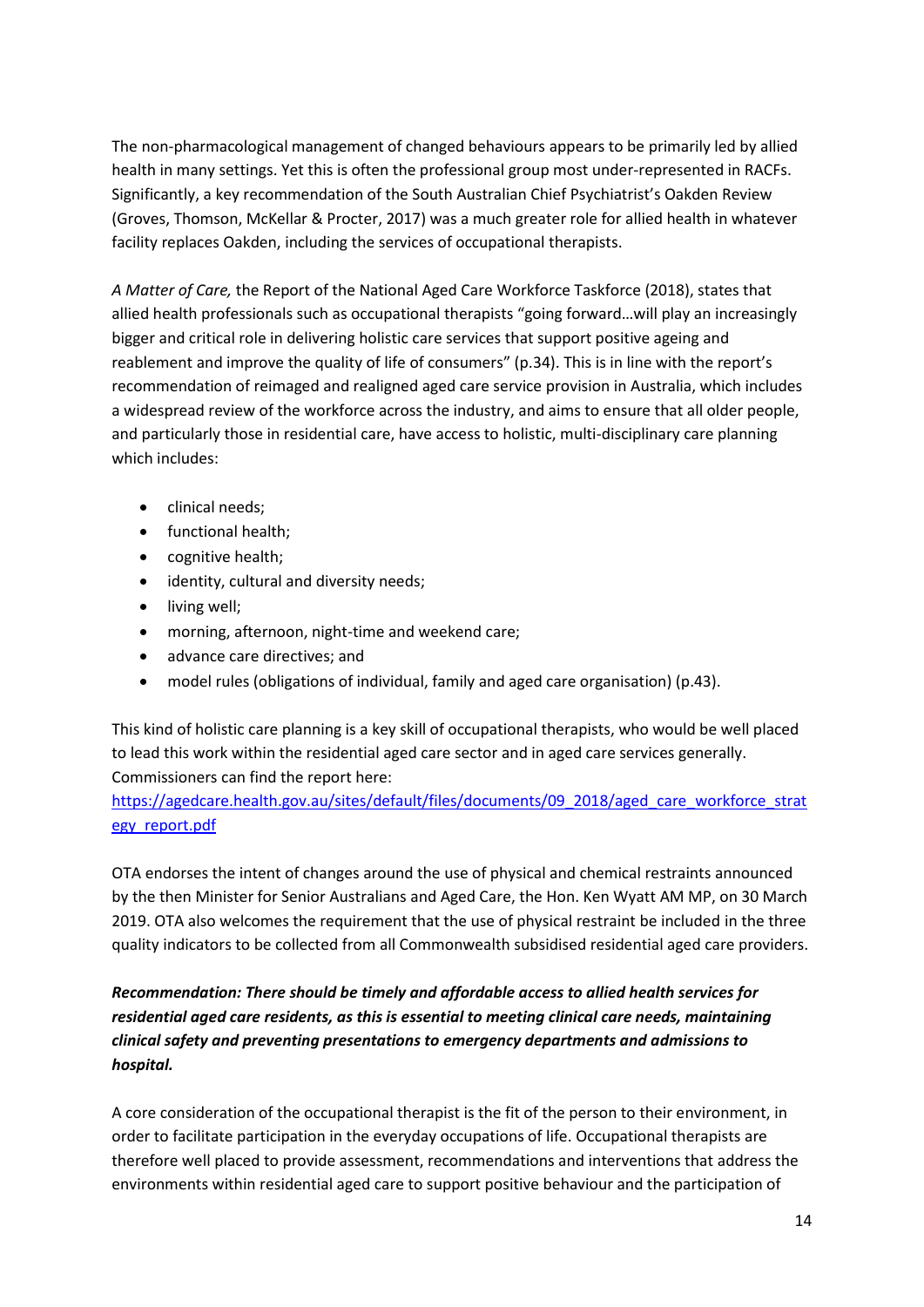The non-pharmacological management of changed behaviours appears to be primarily led by allied health in many settings. Yet this is often the professional group most under-represented in RACFs. Significantly, a key recommendation of the South Australian Chief Psychiatrist's Oakden Review (Groves, Thomson, McKellar & Procter, 2017) was a much greater role for allied health in whatever facility replaces Oakden, including the services of occupational therapists.

*A Matter of Care,* the Report of the National Aged Care Workforce Taskforce (2018), states that allied health professionals such as occupational therapists "going forward…will play an increasingly bigger and critical role in delivering holistic care services that support positive ageing and reablement and improve the quality of life of consumers" (p.34). This is in line with the report's recommendation of reimaged and realigned aged care service provision in Australia, which includes a widespread review of the workforce across the industry, and aims to ensure that all older people, and particularly those in residential care, have access to holistic, multi-disciplinary care planning which includes:

- clinical needs;
- functional health;
- cognitive health;
- identity, cultural and diversity needs;
- living well;
- morning, afternoon, night-time and weekend care;
- advance care directives; and
- model rules (obligations of individual, family and aged care organisation) (p.43).

This kind of holistic care planning is a key skill of occupational therapists, who would be well placed to lead this work within the residential aged care sector and in aged care services generally. Commissioners can find the report here: https://agedcare.health.gov.au/sites/default/files/documents/09_2018/aged_care_workforce_strategy_report.pdf

OTA endorses the intent of changes around the use of physical and chemical restraints announced by the then Minister for Senior Australians and Aged Care, the Hon. Ken Wyatt AM MP, on 30 March 2019. OTA also welcomes the requirement that the use of physical restraint be included in the three quality indicators to be collected from all Commonwealth subsidised residential aged care providers.

***Recommendation: There should be timely and affordable access to allied health services for residential aged care residents, as this is essential to meeting clinical care needs, maintaining clinical safety and preventing presentations to emergency departments and admissions to hospital.***

A core consideration of the occupational therapist is the fit of the person to their environment, in order to facilitate participation in the everyday occupations of life. Occupational therapists are therefore well placed to provide assessment, recommendations and interventions that address the environments within residential aged care to support positive behaviour and the participation of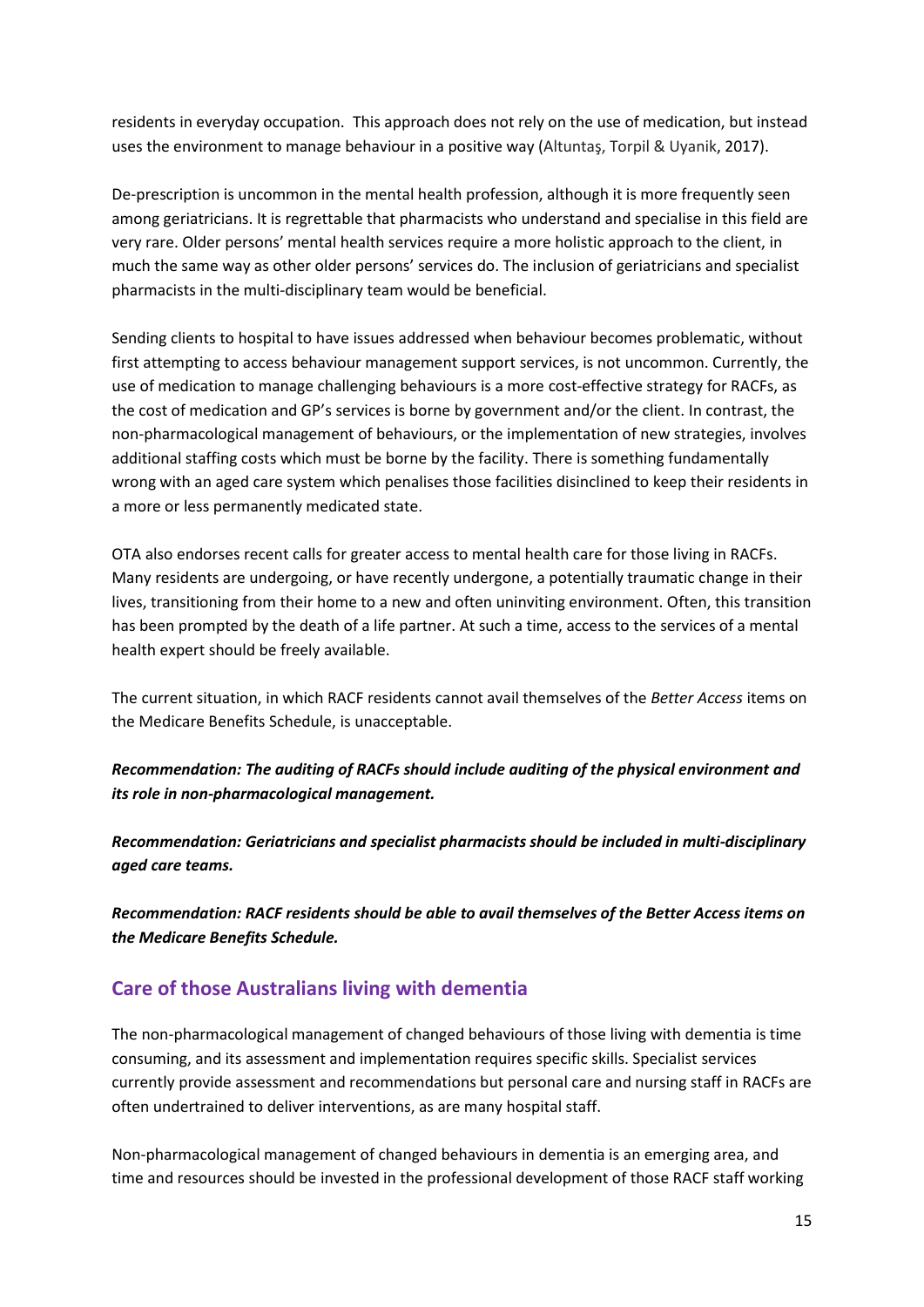residents in everyday occupation. This approach does not rely on the use of medication, but instead uses the environment to manage behaviour in a positive way (Altuntaş, Torpil & Uyanik, 2017).

De-prescription is uncommon in the mental health profession, although it is more frequently seen among geriatricians. It is regrettable that pharmacists who understand and specialise in this field are very rare. Older persons' mental health services require a more holistic approach to the client, in much the same way as other older persons' services do. The inclusion of geriatricians and specialist pharmacists in the multi-disciplinary team would be beneficial.

Sending clients to hospital to have issues addressed when behaviour becomes problematic, without first attempting to access behaviour management support services, is not uncommon. Currently, the use of medication to manage challenging behaviours is a more cost-effective strategy for RACFs, as the cost of medication and GP's services is borne by government and/or the client. In contrast, the non-pharmacological management of behaviours, or the implementation of new strategies, involves additional staffing costs which must be borne by the facility. There is something fundamentally wrong with an aged care system which penalises those facilities disinclined to keep their residents in a more or less permanently medicated state.

OTA also endorses recent calls for greater access to mental health care for those living in RACFs. Many residents are undergoing, or have recently undergone, a potentially traumatic change in their lives, transitioning from their home to a new and often uninviting environment. Often, this transition has been prompted by the death of a life partner. At such a time, access to the services of a mental health expert should be freely available.

The current situation, in which RACF residents cannot avail themselves of the *Better Access* items on the Medicare Benefits Schedule, is unacceptable.

***Recommendation: The auditing of RACFs should include auditing of the physical environment and its role in non-pharmacological management.***

***Recommendation: Geriatricians and specialist pharmacists should be included in multi-disciplinary aged care teams.***

***Recommendation: RACF residents should be able to avail themselves of the Better Access items on the Medicare Benefits Schedule.***

## Care of those Australians living with dementia

The non-pharmacological management of changed behaviours of those living with dementia is time consuming, and its assessment and implementation requires specific skills. Specialist services currently provide assessment and recommendations but personal care and nursing staff in RACFs are often undertrained to deliver interventions, as are many hospital staff.

Non-pharmacological management of changed behaviours in dementia is an emerging area, and time and resources should be invested in the professional development of those RACF staff working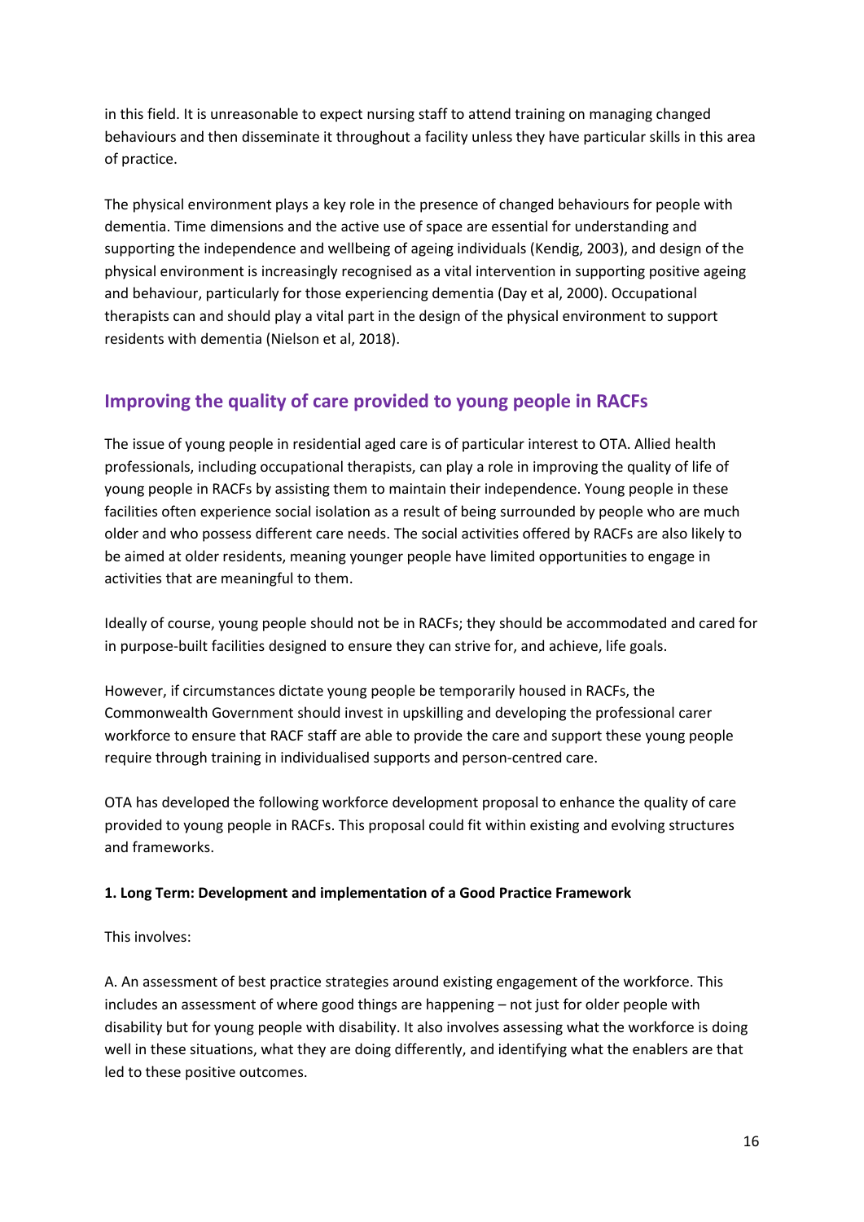in this field. It is unreasonable to expect nursing staff to attend training on managing changed behaviours and then disseminate it throughout a facility unless they have particular skills in this area of practice.

The physical environment plays a key role in the presence of changed behaviours for people with dementia. Time dimensions and the active use of space are essential for understanding and supporting the independence and wellbeing of ageing individuals (Kendig, 2003), and design of the physical environment is increasingly recognised as a vital intervention in supporting positive ageing and behaviour, particularly for those experiencing dementia (Day et al, 2000). Occupational therapists can and should play a vital part in the design of the physical environment to support residents with dementia (Nielson et al, 2018).

## Improving the quality of care provided to young people in RACFs

The issue of young people in residential aged care is of particular interest to OTA. Allied health professionals, including occupational therapists, can play a role in improving the quality of life of young people in RACFs by assisting them to maintain their independence. Young people in these facilities often experience social isolation as a result of being surrounded by people who are much older and who possess different care needs. The social activities offered by RACFs are also likely to be aimed at older residents, meaning younger people have limited opportunities to engage in activities that are meaningful to them.

Ideally of course, young people should not be in RACFs; they should be accommodated and cared for in purpose-built facilities designed to ensure they can strive for, and achieve, life goals.

However, if circumstances dictate young people be temporarily housed in RACFs, the Commonwealth Government should invest in upskilling and developing the professional carer workforce to ensure that RACF staff are able to provide the care and support these young people require through training in individualised supports and person-centred care.

OTA has developed the following workforce development proposal to enhance the quality of care provided to young people in RACFs. This proposal could fit within existing and evolving structures and frameworks.

**1. Long Term: Development and implementation of a Good Practice Framework**

This involves:

A. An assessment of best practice strategies around existing engagement of the workforce. This includes an assessment of where good things are happening – not just for older people with disability but for young people with disability. It also involves assessing what the workforce is doing well in these situations, what they are doing differently, and identifying what the enablers are that led to these positive outcomes.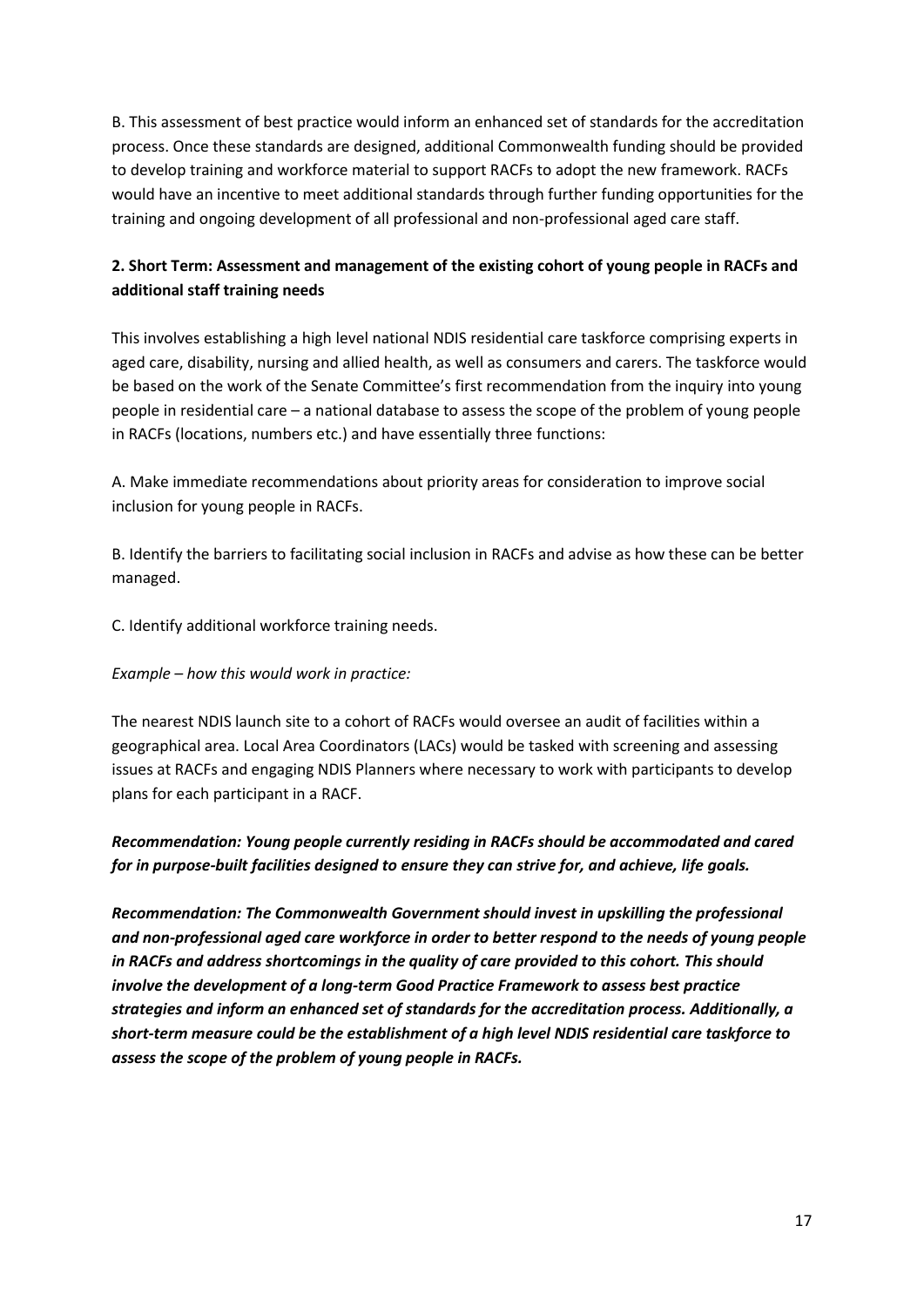B. This assessment of best practice would inform an enhanced set of standards for the accreditation process. Once these standards are designed, additional Commonwealth funding should be provided to develop training and workforce material to support RACFs to adopt the new framework. RACFs would have an incentive to meet additional standards through further funding opportunities for the training and ongoing development of all professional and non-professional aged care staff.

**2. Short Term: Assessment and management of the existing cohort of young people in RACFs and additional staff training needs**

This involves establishing a high level national NDIS residential care taskforce comprising experts in aged care, disability, nursing and allied health, as well as consumers and carers. The taskforce would be based on the work of the Senate Committee's first recommendation from the inquiry into young people in residential care – a national database to assess the scope of the problem of young people in RACFs (locations, numbers etc.) and have essentially three functions:

A. Make immediate recommendations about priority areas for consideration to improve social inclusion for young people in RACFs.

B. Identify the barriers to facilitating social inclusion in RACFs and advise as how these can be better managed.

C. Identify additional workforce training needs.

*Example – how this would work in practice:*

The nearest NDIS launch site to a cohort of RACFs would oversee an audit of facilities within a geographical area. Local Area Coordinators (LACs) would be tasked with screening and assessing issues at RACFs and engaging NDIS Planners where necessary to work with participants to develop plans for each participant in a RACF.

***Recommendation: Young people currently residing in RACFs should be accommodated and cared for in purpose-built facilities designed to ensure they can strive for, and achieve, life goals.***

***Recommendation: The Commonwealth Government should invest in upskilling the professional and non-professional aged care workforce in order to better respond to the needs of young people in RACFs and address shortcomings in the quality of care provided to this cohort. This should involve the development of a long-term Good Practice Framework to assess best practice strategies and inform an enhanced set of standards for the accreditation process. Additionally, a short-term measure could be the establishment of a high level NDIS residential care taskforce to assess the scope of the problem of young people in RACFs.***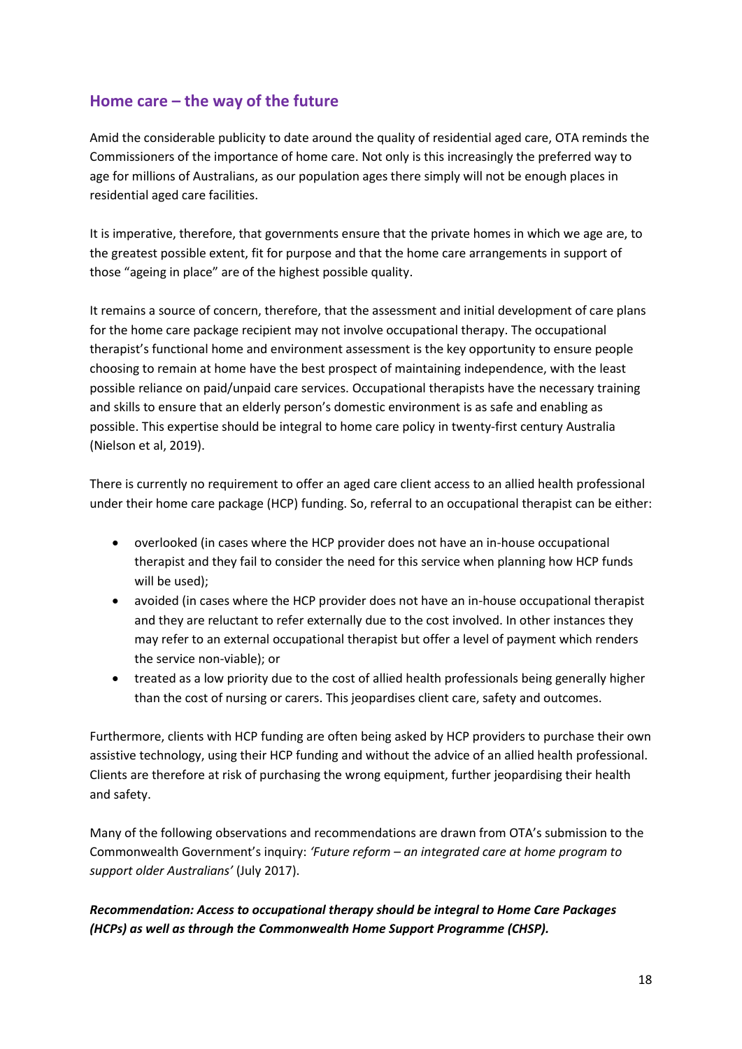## Home care – the way of the future

Amid the considerable publicity to date around the quality of residential aged care, OTA reminds the Commissioners of the importance of home care. Not only is this increasingly the preferred way to age for millions of Australians, as our population ages there simply will not be enough places in residential aged care facilities.

It is imperative, therefore, that governments ensure that the private homes in which we age are, to the greatest possible extent, fit for purpose and that the home care arrangements in support of those "ageing in place" are of the highest possible quality.

It remains a source of concern, therefore, that the assessment and initial development of care plans for the home care package recipient may not involve occupational therapy. The occupational therapist's functional home and environment assessment is the key opportunity to ensure people choosing to remain at home have the best prospect of maintaining independence, with the least possible reliance on paid/unpaid care services. Occupational therapists have the necessary training and skills to ensure that an elderly person's domestic environment is as safe and enabling as possible. This expertise should be integral to home care policy in twenty-first century Australia (Nielson et al, 2019).

There is currently no requirement to offer an aged care client access to an allied health professional under their home care package (HCP) funding. So, referral to an occupational therapist can be either:

- overlooked (in cases where the HCP provider does not have an in-house occupational therapist and they fail to consider the need for this service when planning how HCP funds will be used);
- avoided (in cases where the HCP provider does not have an in-house occupational therapist and they are reluctant to refer externally due to the cost involved. In other instances they may refer to an external occupational therapist but offer a level of payment which renders the service non-viable); or
- treated as a low priority due to the cost of allied health professionals being generally higher than the cost of nursing or carers. This jeopardises client care, safety and outcomes.

Furthermore, clients with HCP funding are often being asked by HCP providers to purchase their own assistive technology, using their HCP funding and without the advice of an allied health professional. Clients are therefore at risk of purchasing the wrong equipment, further jeopardising their health and safety.

Many of the following observations and recommendations are drawn from OTA's submission to the Commonwealth Government's inquiry: *'Future reform – an integrated care at home program to support older Australians'* (July 2017).

***Recommendation: Access to occupational therapy should be integral to Home Care Packages (HCPs) as well as through the Commonwealth Home Support Programme (CHSP).***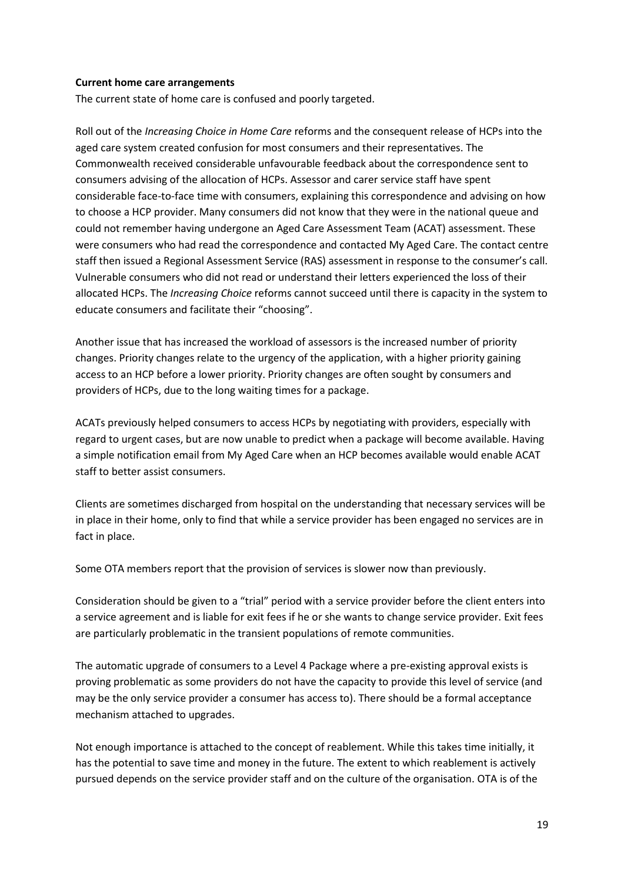**Current home care arrangements**

The current state of home care is confused and poorly targeted.

Roll out of the *Increasing Choice in Home Care* reforms and the consequent release of HCPs into the aged care system created confusion for most consumers and their representatives. The Commonwealth received considerable unfavourable feedback about the correspondence sent to consumers advising of the allocation of HCPs. Assessor and carer service staff have spent considerable face-to-face time with consumers, explaining this correspondence and advising on how to choose a HCP provider. Many consumers did not know that they were in the national queue and could not remember having undergone an Aged Care Assessment Team (ACAT) assessment. These were consumers who had read the correspondence and contacted My Aged Care. The contact centre staff then issued a Regional Assessment Service (RAS) assessment in response to the consumer's call. Vulnerable consumers who did not read or understand their letters experienced the loss of their allocated HCPs. The *Increasing Choice* reforms cannot succeed until there is capacity in the system to educate consumers and facilitate their "choosing".

Another issue that has increased the workload of assessors is the increased number of priority changes. Priority changes relate to the urgency of the application, with a higher priority gaining access to an HCP before a lower priority. Priority changes are often sought by consumers and providers of HCPs, due to the long waiting times for a package.

ACATs previously helped consumers to access HCPs by negotiating with providers, especially with regard to urgent cases, but are now unable to predict when a package will become available. Having a simple notification email from My Aged Care when an HCP becomes available would enable ACAT staff to better assist consumers.

Clients are sometimes discharged from hospital on the understanding that necessary services will be in place in their home, only to find that while a service provider has been engaged no services are in fact in place.

Some OTA members report that the provision of services is slower now than previously.

Consideration should be given to a "trial" period with a service provider before the client enters into a service agreement and is liable for exit fees if he or she wants to change service provider. Exit fees are particularly problematic in the transient populations of remote communities.

The automatic upgrade of consumers to a Level 4 Package where a pre-existing approval exists is proving problematic as some providers do not have the capacity to provide this level of service (and may be the only service provider a consumer has access to). There should be a formal acceptance mechanism attached to upgrades.

Not enough importance is attached to the concept of reablement. While this takes time initially, it has the potential to save time and money in the future. The extent to which reablement is actively pursued depends on the service provider staff and on the culture of the organisation. OTA is of the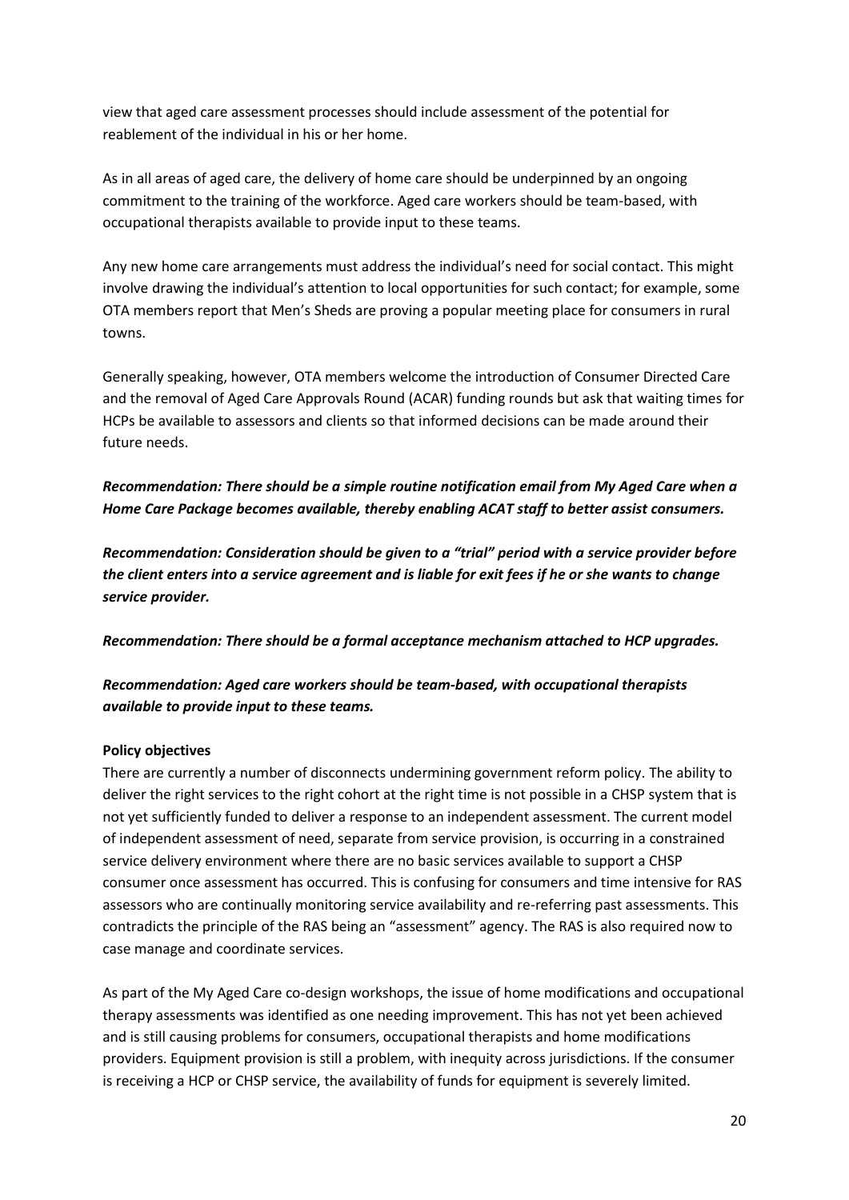view that aged care assessment processes should include assessment of the potential for reablement of the individual in his or her home.

As in all areas of aged care, the delivery of home care should be underpinned by an ongoing commitment to the training of the workforce. Aged care workers should be team-based, with occupational therapists available to provide input to these teams.

Any new home care arrangements must address the individual's need for social contact. This might involve drawing the individual's attention to local opportunities for such contact; for example, some OTA members report that Men's Sheds are proving a popular meeting place for consumers in rural towns.

Generally speaking, however, OTA members welcome the introduction of Consumer Directed Care and the removal of Aged Care Approvals Round (ACAR) funding rounds but ask that waiting times for HCPs be available to assessors and clients so that informed decisions can be made around their future needs.

***Recommendation: There should be a simple routine notification email from My Aged Care when a Home Care Package becomes available, thereby enabling ACAT staff to better assist consumers.***

***Recommendation: Consideration should be given to a "trial" period with a service provider before the client enters into a service agreement and is liable for exit fees if he or she wants to change service provider.***

***Recommendation: There should be a formal acceptance mechanism attached to HCP upgrades.***

***Recommendation: Aged care workers should be team-based, with occupational therapists available to provide input to these teams.***

**Policy objectives**

There are currently a number of disconnects undermining government reform policy. The ability to deliver the right services to the right cohort at the right time is not possible in a CHSP system that is not yet sufficiently funded to deliver a response to an independent assessment. The current model of independent assessment of need, separate from service provision, is occurring in a constrained service delivery environment where there are no basic services available to support a CHSP consumer once assessment has occurred. This is confusing for consumers and time intensive for RAS assessors who are continually monitoring service availability and re-referring past assessments. This contradicts the principle of the RAS being an "assessment" agency. The RAS is also required now to case manage and coordinate services.

As part of the My Aged Care co-design workshops, the issue of home modifications and occupational therapy assessments was identified as one needing improvement. This has not yet been achieved and is still causing problems for consumers, occupational therapists and home modifications providers. Equipment provision is still a problem, with inequity across jurisdictions. If the consumer is receiving a HCP or CHSP service, the availability of funds for equipment is severely limited.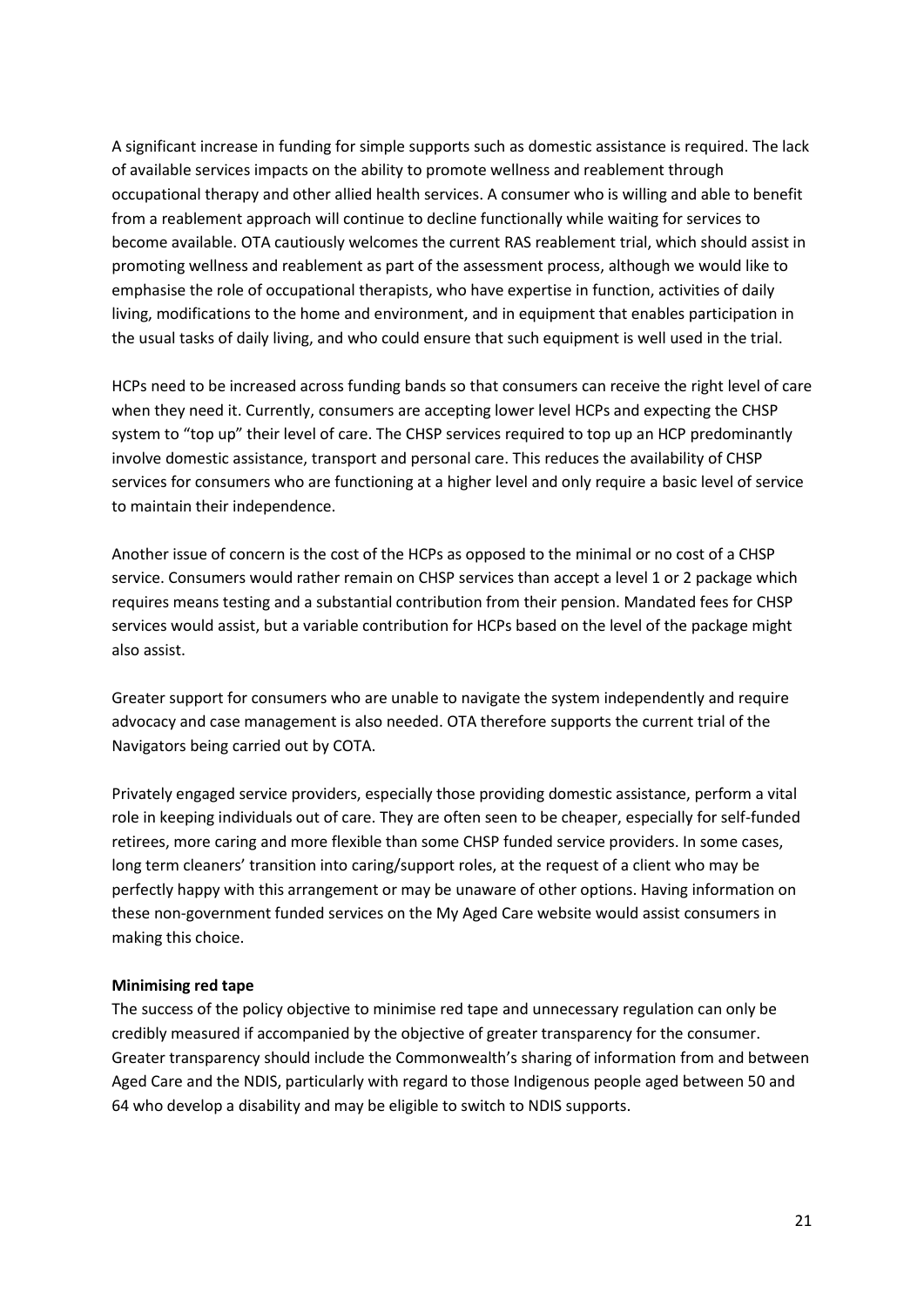A significant increase in funding for simple supports such as domestic assistance is required. The lack of available services impacts on the ability to promote wellness and reablement through occupational therapy and other allied health services. A consumer who is willing and able to benefit from a reablement approach will continue to decline functionally while waiting for services to become available. OTA cautiously welcomes the current RAS reablement trial, which should assist in promoting wellness and reablement as part of the assessment process, although we would like to emphasise the role of occupational therapists, who have expertise in function, activities of daily living, modifications to the home and environment, and in equipment that enables participation in the usual tasks of daily living, and who could ensure that such equipment is well used in the trial.

HCPs need to be increased across funding bands so that consumers can receive the right level of care when they need it. Currently, consumers are accepting lower level HCPs and expecting the CHSP system to "top up" their level of care. The CHSP services required to top up an HCP predominantly involve domestic assistance, transport and personal care. This reduces the availability of CHSP services for consumers who are functioning at a higher level and only require a basic level of service to maintain their independence.

Another issue of concern is the cost of the HCPs as opposed to the minimal or no cost of a CHSP service. Consumers would rather remain on CHSP services than accept a level 1 or 2 package which requires means testing and a substantial contribution from their pension. Mandated fees for CHSP services would assist, but a variable contribution for HCPs based on the level of the package might also assist.

Greater support for consumers who are unable to navigate the system independently and require advocacy and case management is also needed. OTA therefore supports the current trial of the Navigators being carried out by COTA.

Privately engaged service providers, especially those providing domestic assistance, perform a vital role in keeping individuals out of care. They are often seen to be cheaper, especially for self-funded retirees, more caring and more flexible than some CHSP funded service providers. In some cases, long term cleaners' transition into caring/support roles, at the request of a client who may be perfectly happy with this arrangement or may be unaware of other options. Having information on these non-government funded services on the My Aged Care website would assist consumers in making this choice.

**Minimising red tape**

The success of the policy objective to minimise red tape and unnecessary regulation can only be credibly measured if accompanied by the objective of greater transparency for the consumer. Greater transparency should include the Commonwealth's sharing of information from and between Aged Care and the NDIS, particularly with regard to those Indigenous people aged between 50 and 64 who develop a disability and may be eligible to switch to NDIS supports.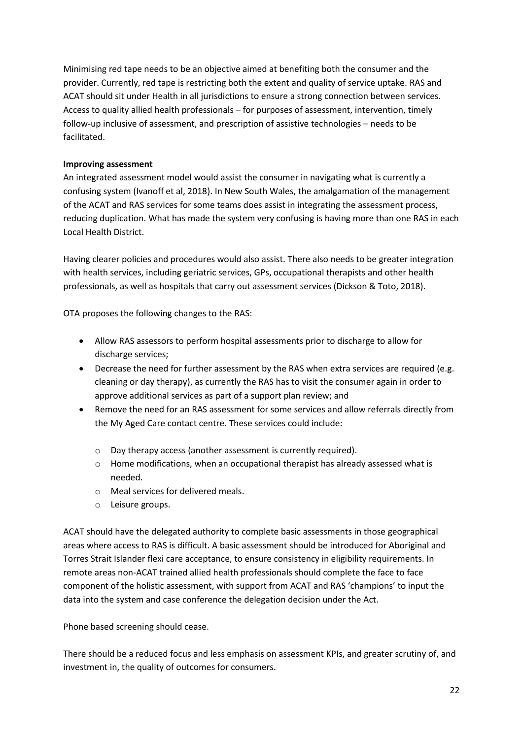Minimising red tape needs to be an objective aimed at benefiting both the consumer and the provider. Currently, red tape is restricting both the extent and quality of service uptake. RAS and ACAT should sit under Health in all jurisdictions to ensure a strong connection between services. Access to quality allied health professionals – for purposes of assessment, intervention, timely follow-up inclusive of assessment, and prescription of assistive technologies – needs to be facilitated.

**Improving assessment**

An integrated assessment model would assist the consumer in navigating what is currently a confusing system (Ivanoff et al, 2018). In New South Wales, the amalgamation of the management of the ACAT and RAS services for some teams does assist in integrating the assessment process, reducing duplication. What has made the system very confusing is having more than one RAS in each Local Health District.

Having clearer policies and procedures would also assist. There also needs to be greater integration with health services, including geriatric services, GPs, occupational therapists and other health professionals, as well as hospitals that carry out assessment services (Dickson & Toto, 2018).

OTA proposes the following changes to the RAS:

- Allow RAS assessors to perform hospital assessments prior to discharge to allow for discharge services;
- Decrease the need for further assessment by the RAS when extra services are required (e.g. cleaning or day therapy), as currently the RAS has to visit the consumer again in order to approve additional services as part of a support plan review; and
- Remove the need for an RAS assessment for some services and allow referrals directly from the My Aged Care contact centre. These services could include:
    - Day therapy access (another assessment is currently required).
    - Home modifications, when an occupational therapist has already assessed what is needed.
    - Meal services for delivered meals.
    - Leisure groups.

ACAT should have the delegated authority to complete basic assessments in those geographical areas where access to RAS is difficult. A basic assessment should be introduced for Aboriginal and Torres Strait Islander flexi care acceptance, to ensure consistency in eligibility requirements. In remote areas non-ACAT trained allied health professionals should complete the face to face component of the holistic assessment, with support from ACAT and RAS 'champions' to input the data into the system and case conference the delegation decision under the Act.

Phone based screening should cease.

There should be a reduced focus and less emphasis on assessment KPIs, and greater scrutiny of, and investment in, the quality of outcomes for consumers.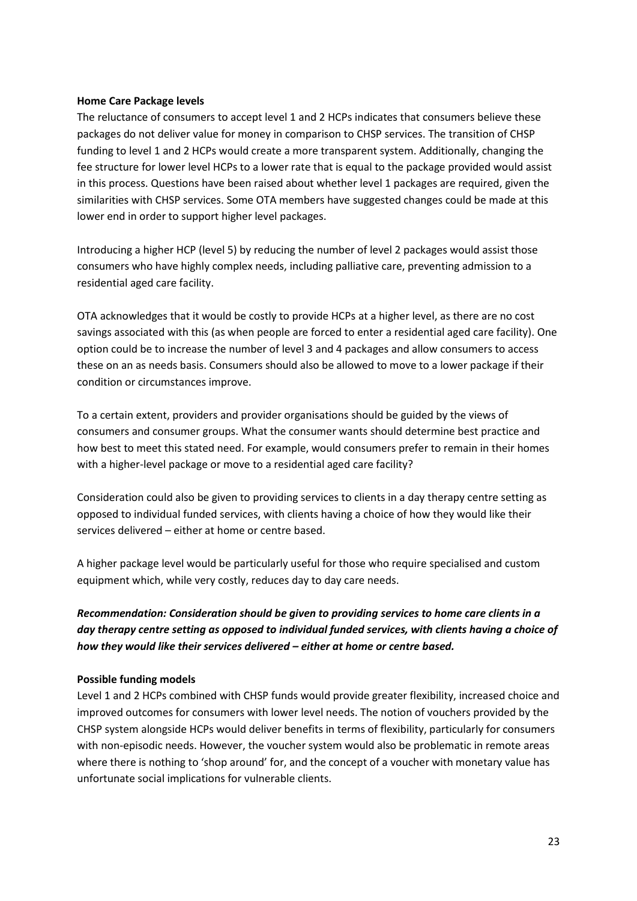**Home Care Package levels**

The reluctance of consumers to accept level 1 and 2 HCPs indicates that consumers believe these packages do not deliver value for money in comparison to CHSP services. The transition of CHSP funding to level 1 and 2 HCPs would create a more transparent system. Additionally, changing the fee structure for lower level HCPs to a lower rate that is equal to the package provided would assist in this process. Questions have been raised about whether level 1 packages are required, given the similarities with CHSP services. Some OTA members have suggested changes could be made at this lower end in order to support higher level packages.

Introducing a higher HCP (level 5) by reducing the number of level 2 packages would assist those consumers who have highly complex needs, including palliative care, preventing admission to a residential aged care facility.

OTA acknowledges that it would be costly to provide HCPs at a higher level, as there are no cost savings associated with this (as when people are forced to enter a residential aged care facility). One option could be to increase the number of level 3 and 4 packages and allow consumers to access these on an as needs basis. Consumers should also be allowed to move to a lower package if their condition or circumstances improve.

To a certain extent, providers and provider organisations should be guided by the views of consumers and consumer groups. What the consumer wants should determine best practice and how best to meet this stated need. For example, would consumers prefer to remain in their homes with a higher-level package or move to a residential aged care facility?

Consideration could also be given to providing services to clients in a day therapy centre setting as opposed to individual funded services, with clients having a choice of how they would like their services delivered – either at home or centre based.

A higher package level would be particularly useful for those who require specialised and custom equipment which, while very costly, reduces day to day care needs.

***Recommendation: Consideration should be given to providing services to home care clients in a day therapy centre setting as opposed to individual funded services, with clients having a choice of how they would like their services delivered – either at home or centre based.***

**Possible funding models**

Level 1 and 2 HCPs combined with CHSP funds would provide greater flexibility, increased choice and improved outcomes for consumers with lower level needs. The notion of vouchers provided by the CHSP system alongside HCPs would deliver benefits in terms of flexibility, particularly for consumers with non-episodic needs. However, the voucher system would also be problematic in remote areas where there is nothing to 'shop around' for, and the concept of a voucher with monetary value has unfortunate social implications for vulnerable clients.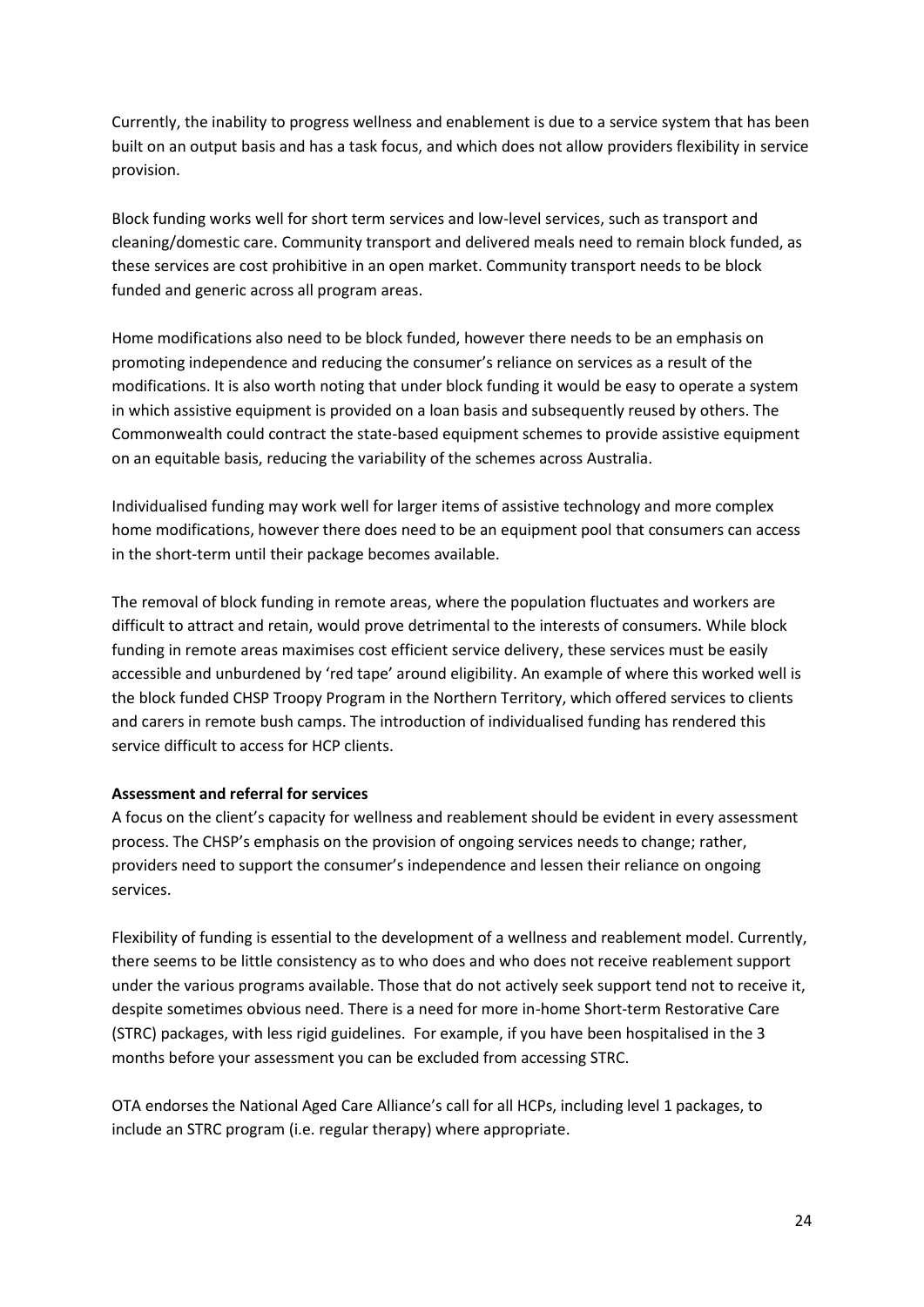Currently, the inability to progress wellness and enablement is due to a service system that has been built on an output basis and has a task focus, and which does not allow providers flexibility in service provision.

Block funding works well for short term services and low-level services, such as transport and cleaning/domestic care. Community transport and delivered meals need to remain block funded, as these services are cost prohibitive in an open market. Community transport needs to be block funded and generic across all program areas.

Home modifications also need to be block funded, however there needs to be an emphasis on promoting independence and reducing the consumer's reliance on services as a result of the modifications. It is also worth noting that under block funding it would be easy to operate a system in which assistive equipment is provided on a loan basis and subsequently reused by others. The Commonwealth could contract the state-based equipment schemes to provide assistive equipment on an equitable basis, reducing the variability of the schemes across Australia.

Individualised funding may work well for larger items of assistive technology and more complex home modifications, however there does need to be an equipment pool that consumers can access in the short-term until their package becomes available.

The removal of block funding in remote areas, where the population fluctuates and workers are difficult to attract and retain, would prove detrimental to the interests of consumers. While block funding in remote areas maximises cost efficient service delivery, these services must be easily accessible and unburdened by 'red tape' around eligibility. An example of where this worked well is the block funded CHSP Troopy Program in the Northern Territory, which offered services to clients and carers in remote bush camps. The introduction of individualised funding has rendered this service difficult to access for HCP clients.

**Assessment and referral for services**

A focus on the client's capacity for wellness and reablement should be evident in every assessment process. The CHSP's emphasis on the provision of ongoing services needs to change; rather, providers need to support the consumer's independence and lessen their reliance on ongoing services.

Flexibility of funding is essential to the development of a wellness and reablement model. Currently, there seems to be little consistency as to who does and who does not receive reablement support under the various programs available. Those that do not actively seek support tend not to receive it, despite sometimes obvious need. There is a need for more in-home Short-term Restorative Care (STRC) packages, with less rigid guidelines. For example, if you have been hospitalised in the 3 months before your assessment you can be excluded from accessing STRC.

OTA endorses the National Aged Care Alliance's call for all HCPs, including level 1 packages, to include an STRC program (i.e. regular therapy) where appropriate.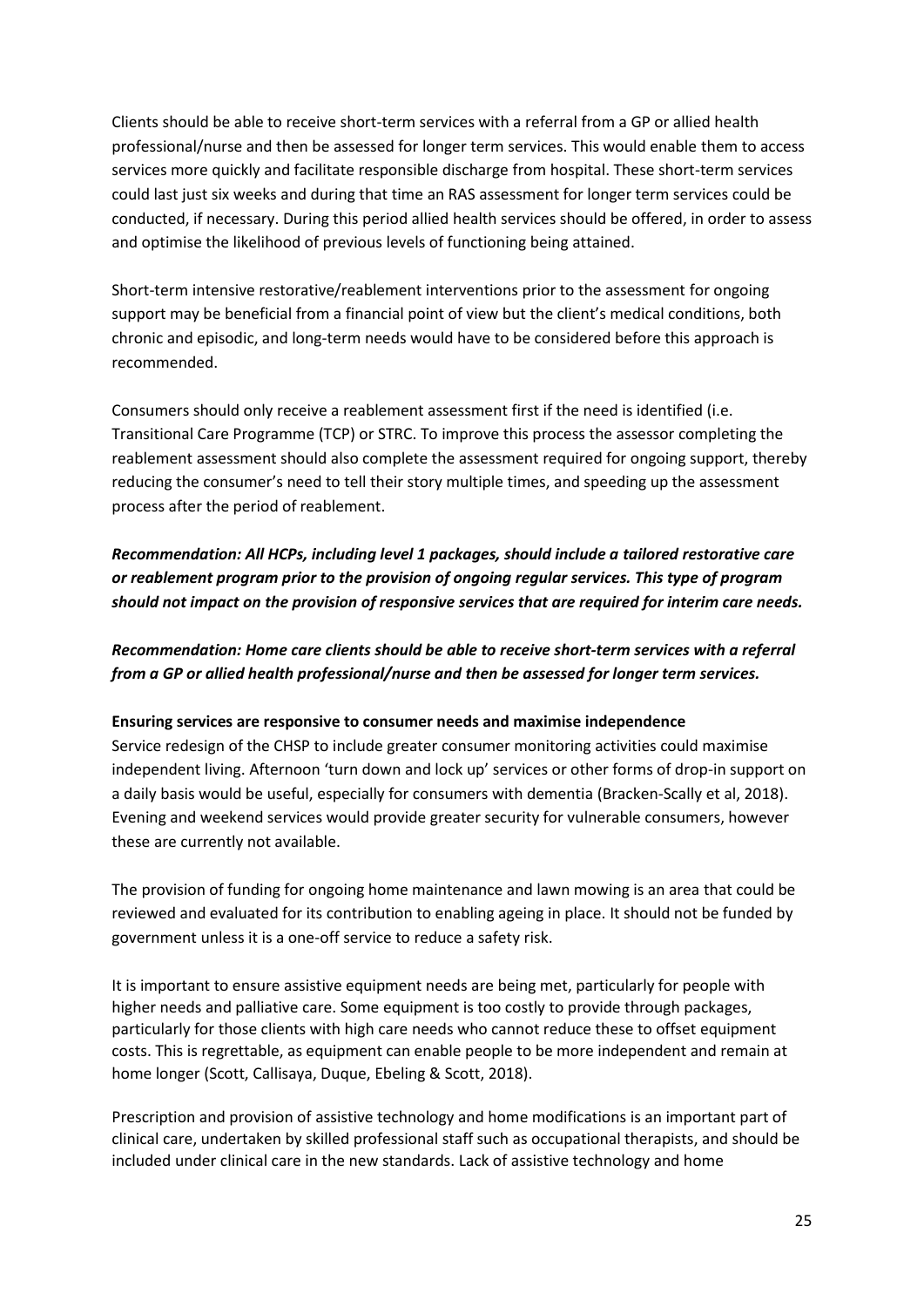Clients should be able to receive short-term services with a referral from a GP or allied health professional/nurse and then be assessed for longer term services. This would enable them to access services more quickly and facilitate responsible discharge from hospital. These short-term services could last just six weeks and during that time an RAS assessment for longer term services could be conducted, if necessary. During this period allied health services should be offered, in order to assess and optimise the likelihood of previous levels of functioning being attained.

Short-term intensive restorative/reablement interventions prior to the assessment for ongoing support may be beneficial from a financial point of view but the client's medical conditions, both chronic and episodic, and long-term needs would have to be considered before this approach is recommended.

Consumers should only receive a reablement assessment first if the need is identified (i.e. Transitional Care Programme (TCP) or STRC. To improve this process the assessor completing the reablement assessment should also complete the assessment required for ongoing support, thereby reducing the consumer's need to tell their story multiple times, and speeding up the assessment process after the period of reablement.

***Recommendation: All HCPs, including level 1 packages, should include a tailored restorative care or reablement program prior to the provision of ongoing regular services. This type of program should not impact on the provision of responsive services that are required for interim care needs.***

***Recommendation: Home care clients should be able to receive short-term services with a referral from a GP or allied health professional/nurse and then be assessed for longer term services.***

**Ensuring services are responsive to consumer needs and maximise independence**

Service redesign of the CHSP to include greater consumer monitoring activities could maximise independent living. Afternoon 'turn down and lock up' services or other forms of drop-in support on a daily basis would be useful, especially for consumers with dementia (Bracken-Scally et al, 2018). Evening and weekend services would provide greater security for vulnerable consumers, however these are currently not available.

The provision of funding for ongoing home maintenance and lawn mowing is an area that could be reviewed and evaluated for its contribution to enabling ageing in place. It should not be funded by government unless it is a one-off service to reduce a safety risk.

It is important to ensure assistive equipment needs are being met, particularly for people with higher needs and palliative care. Some equipment is too costly to provide through packages, particularly for those clients with high care needs who cannot reduce these to offset equipment costs. This is regrettable, as equipment can enable people to be more independent and remain at home longer (Scott, Callisaya, Duque, Ebeling & Scott, 2018).

Prescription and provision of assistive technology and home modifications is an important part of clinical care, undertaken by skilled professional staff such as occupational therapists, and should be included under clinical care in the new standards. Lack of assistive technology and home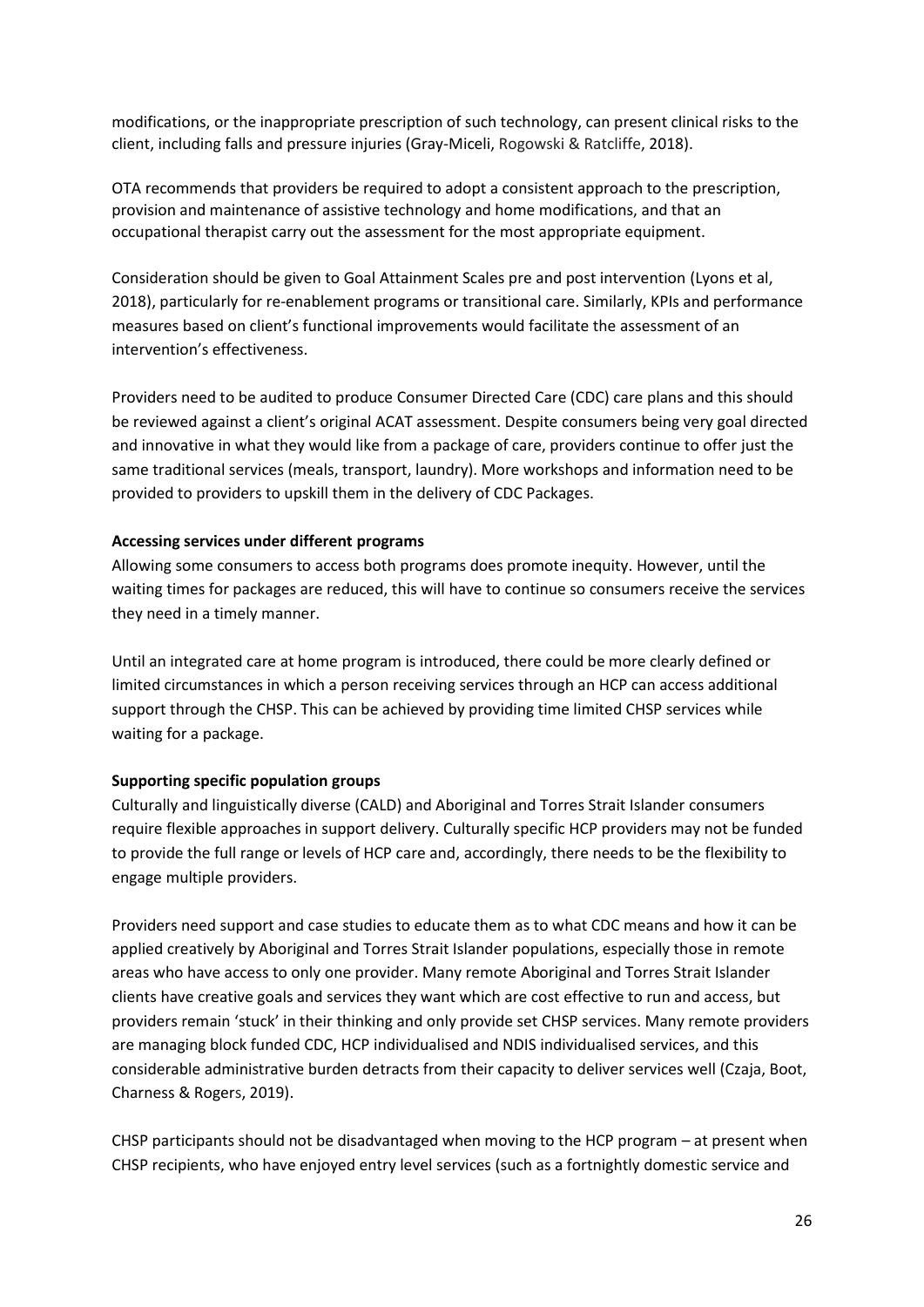modifications, or the inappropriate prescription of such technology, can present clinical risks to the client, including falls and pressure injuries (Gray-Miceli, Rogowski & Ratcliffe, 2018).

OTA recommends that providers be required to adopt a consistent approach to the prescription, provision and maintenance of assistive technology and home modifications, and that an occupational therapist carry out the assessment for the most appropriate equipment.

Consideration should be given to Goal Attainment Scales pre and post intervention (Lyons et al, 2018), particularly for re-enablement programs or transitional care. Similarly, KPIs and performance measures based on client's functional improvements would facilitate the assessment of an intervention's effectiveness.

Providers need to be audited to produce Consumer Directed Care (CDC) care plans and this should be reviewed against a client's original ACAT assessment. Despite consumers being very goal directed and innovative in what they would like from a package of care, providers continue to offer just the same traditional services (meals, transport, laundry). More workshops and information need to be provided to providers to upskill them in the delivery of CDC Packages.

**Accessing services under different programs**

Allowing some consumers to access both programs does promote inequity. However, until the waiting times for packages are reduced, this will have to continue so consumers receive the services they need in a timely manner.

Until an integrated care at home program is introduced, there could be more clearly defined or limited circumstances in which a person receiving services through an HCP can access additional support through the CHSP. This can be achieved by providing time limited CHSP services while waiting for a package.

**Supporting specific population groups**

Culturally and linguistically diverse (CALD) and Aboriginal and Torres Strait Islander consumers require flexible approaches in support delivery. Culturally specific HCP providers may not be funded to provide the full range or levels of HCP care and, accordingly, there needs to be the flexibility to engage multiple providers.

Providers need support and case studies to educate them as to what CDC means and how it can be applied creatively by Aboriginal and Torres Strait Islander populations, especially those in remote areas who have access to only one provider. Many remote Aboriginal and Torres Strait Islander clients have creative goals and services they want which are cost effective to run and access, but providers remain 'stuck' in their thinking and only provide set CHSP services. Many remote providers are managing block funded CDC, HCP individualised and NDIS individualised services, and this considerable administrative burden detracts from their capacity to deliver services well (Czaja, Boot, Charness & Rogers, 2019).

CHSP participants should not be disadvantaged when moving to the HCP program – at present when CHSP recipients, who have enjoyed entry level services (such as a fortnightly domestic service and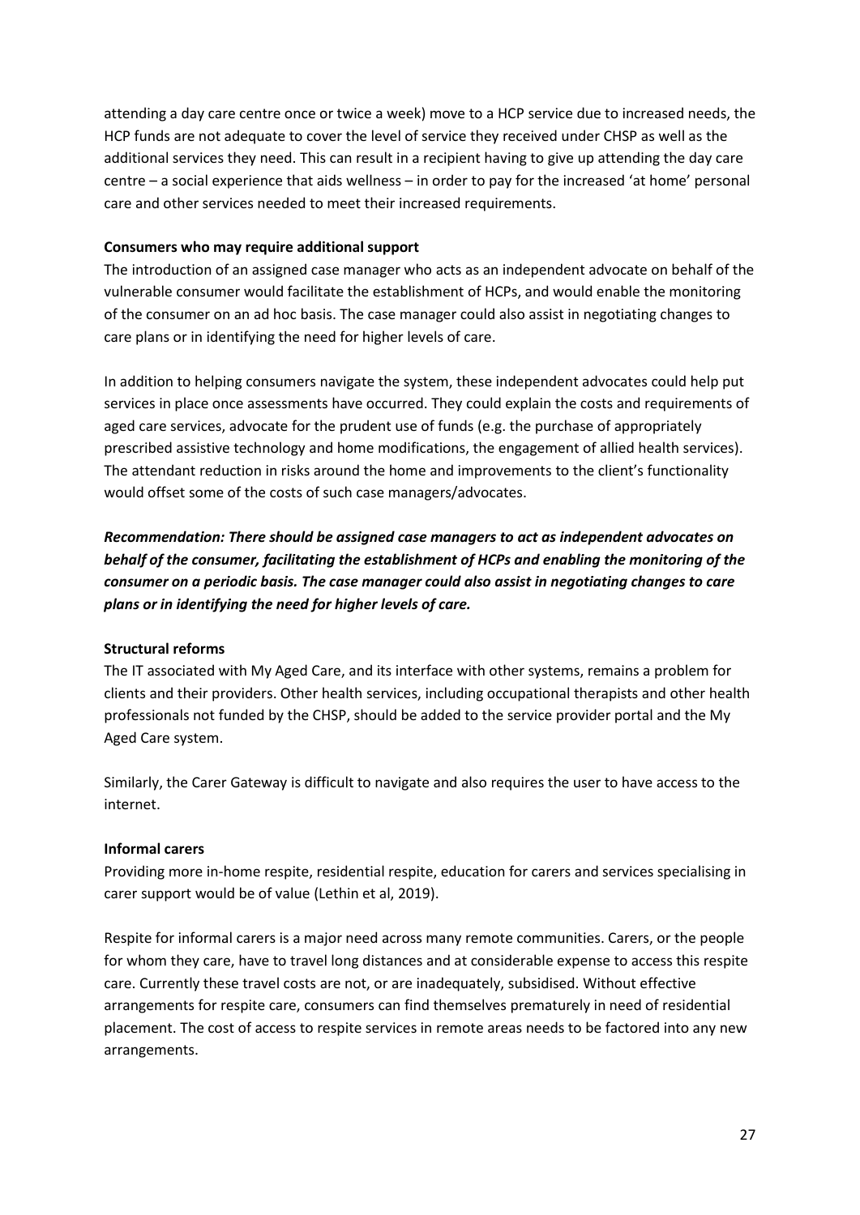attending a day care centre once or twice a week) move to a HCP service due to increased needs, the HCP funds are not adequate to cover the level of service they received under CHSP as well as the additional services they need. This can result in a recipient having to give up attending the day care centre – a social experience that aids wellness – in order to pay for the increased 'at home' personal care and other services needed to meet their increased requirements.

**Consumers who may require additional support**

The introduction of an assigned case manager who acts as an independent advocate on behalf of the vulnerable consumer would facilitate the establishment of HCPs, and would enable the monitoring of the consumer on an ad hoc basis. The case manager could also assist in negotiating changes to care plans or in identifying the need for higher levels of care.

In addition to helping consumers navigate the system, these independent advocates could help put services in place once assessments have occurred. They could explain the costs and requirements of aged care services, advocate for the prudent use of funds (e.g. the purchase of appropriately prescribed assistive technology and home modifications, the engagement of allied health services). The attendant reduction in risks around the home and improvements to the client's functionality would offset some of the costs of such case managers/advocates.

***Recommendation: There should be assigned case managers to act as independent advocates on behalf of the consumer, facilitating the establishment of HCPs and enabling the monitoring of the consumer on a periodic basis. The case manager could also assist in negotiating changes to care plans or in identifying the need for higher levels of care.***

**Structural reforms**

The IT associated with My Aged Care, and its interface with other systems, remains a problem for clients and their providers. Other health services, including occupational therapists and other health professionals not funded by the CHSP, should be added to the service provider portal and the My Aged Care system.

Similarly, the Carer Gateway is difficult to navigate and also requires the user to have access to the internet.

**Informal carers**

Providing more in-home respite, residential respite, education for carers and services specialising in carer support would be of value (Lethin et al, 2019).

Respite for informal carers is a major need across many remote communities. Carers, or the people for whom they care, have to travel long distances and at considerable expense to access this respite care. Currently these travel costs are not, or are inadequately, subsidised. Without effective arrangements for respite care, consumers can find themselves prematurely in need of residential placement. The cost of access to respite services in remote areas needs to be factored into any new arrangements.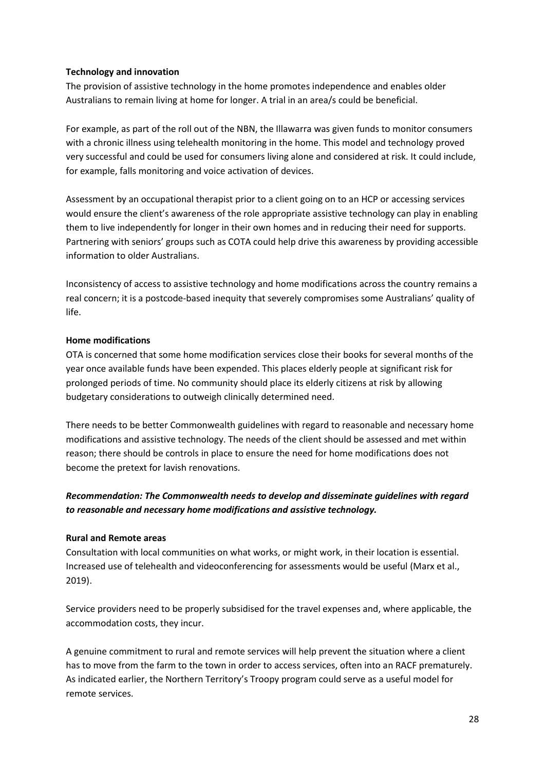**Technology and innovation**

The provision of assistive technology in the home promotes independence and enables older Australians to remain living at home for longer. A trial in an area/s could be beneficial.

For example, as part of the roll out of the NBN, the Illawarra was given funds to monitor consumers with a chronic illness using telehealth monitoring in the home. This model and technology proved very successful and could be used for consumers living alone and considered at risk. It could include, for example, falls monitoring and voice activation of devices.

Assessment by an occupational therapist prior to a client going on to an HCP or accessing services would ensure the client's awareness of the role appropriate assistive technology can play in enabling them to live independently for longer in their own homes and in reducing their need for supports. Partnering with seniors' groups such as COTA could help drive this awareness by providing accessible information to older Australians.

Inconsistency of access to assistive technology and home modifications across the country remains a real concern; it is a postcode-based inequity that severely compromises some Australians' quality of life.

**Home modifications**

OTA is concerned that some home modification services close their books for several months of the year once available funds have been expended. This places elderly people at significant risk for prolonged periods of time. No community should place its elderly citizens at risk by allowing budgetary considerations to outweigh clinically determined need.

There needs to be better Commonwealth guidelines with regard to reasonable and necessary home modifications and assistive technology. The needs of the client should be assessed and met within reason; there should be controls in place to ensure the need for home modifications does not become the pretext for lavish renovations.

***Recommendation: The Commonwealth needs to develop and disseminate guidelines with regard to reasonable and necessary home modifications and assistive technology.***

**Rural and Remote areas**

Consultation with local communities on what works, or might work, in their location is essential. Increased use of telehealth and videoconferencing for assessments would be useful (Marx et al., 2019).

Service providers need to be properly subsidised for the travel expenses and, where applicable, the accommodation costs, they incur.

A genuine commitment to rural and remote services will help prevent the situation where a client has to move from the farm to the town in order to access services, often into an RACF prematurely. As indicated earlier, the Northern Territory's Troopy program could serve as a useful model for remote services.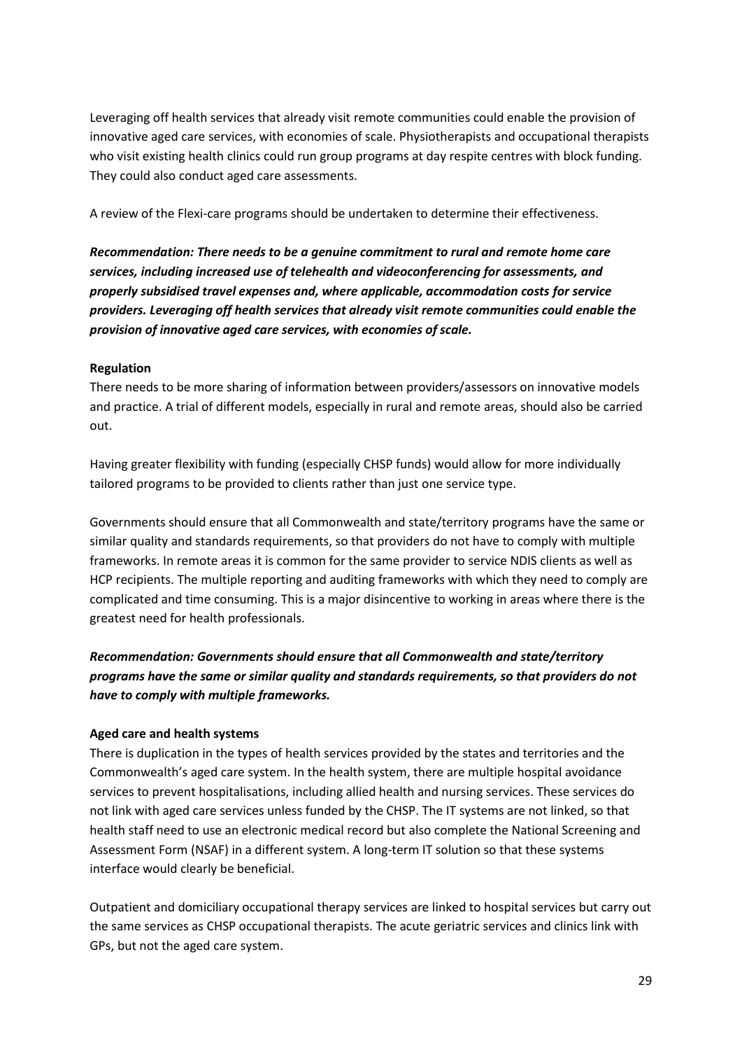Leveraging off health services that already visit remote communities could enable the provision of innovative aged care services, with economies of scale. Physiotherapists and occupational therapists who visit existing health clinics could run group programs at day respite centres with block funding. They could also conduct aged care assessments.

A review of the Flexi-care programs should be undertaken to determine their effectiveness.

***Recommendation: There needs to be a genuine commitment to rural and remote home care services, including increased use of telehealth and videoconferencing for assessments, and properly subsidised travel expenses and, where applicable, accommodation costs for service providers. Leveraging off health services that already visit remote communities could enable the provision of innovative aged care services, with economies of scale.***

**Regulation**

There needs to be more sharing of information between providers/assessors on innovative models and practice. A trial of different models, especially in rural and remote areas, should also be carried out.

Having greater flexibility with funding (especially CHSP funds) would allow for more individually tailored programs to be provided to clients rather than just one service type.

Governments should ensure that all Commonwealth and state/territory programs have the same or similar quality and standards requirements, so that providers do not have to comply with multiple frameworks. In remote areas it is common for the same provider to service NDIS clients as well as HCP recipients. The multiple reporting and auditing frameworks with which they need to comply are complicated and time consuming. This is a major disincentive to working in areas where there is the greatest need for health professionals.

***Recommendation: Governments should ensure that all Commonwealth and state/territory programs have the same or similar quality and standards requirements, so that providers do not have to comply with multiple frameworks.***

**Aged care and health systems**

There is duplication in the types of health services provided by the states and territories and the Commonwealth's aged care system. In the health system, there are multiple hospital avoidance services to prevent hospitalisations, including allied health and nursing services. These services do not link with aged care services unless funded by the CHSP. The IT systems are not linked, so that health staff need to use an electronic medical record but also complete the National Screening and Assessment Form (NSAF) in a different system. A long-term IT solution so that these systems interface would clearly be beneficial.

Outpatient and domiciliary occupational therapy services are linked to hospital services but carry out the same services as CHSP occupational therapists. The acute geriatric services and clinics link with GPs, but not the aged care system.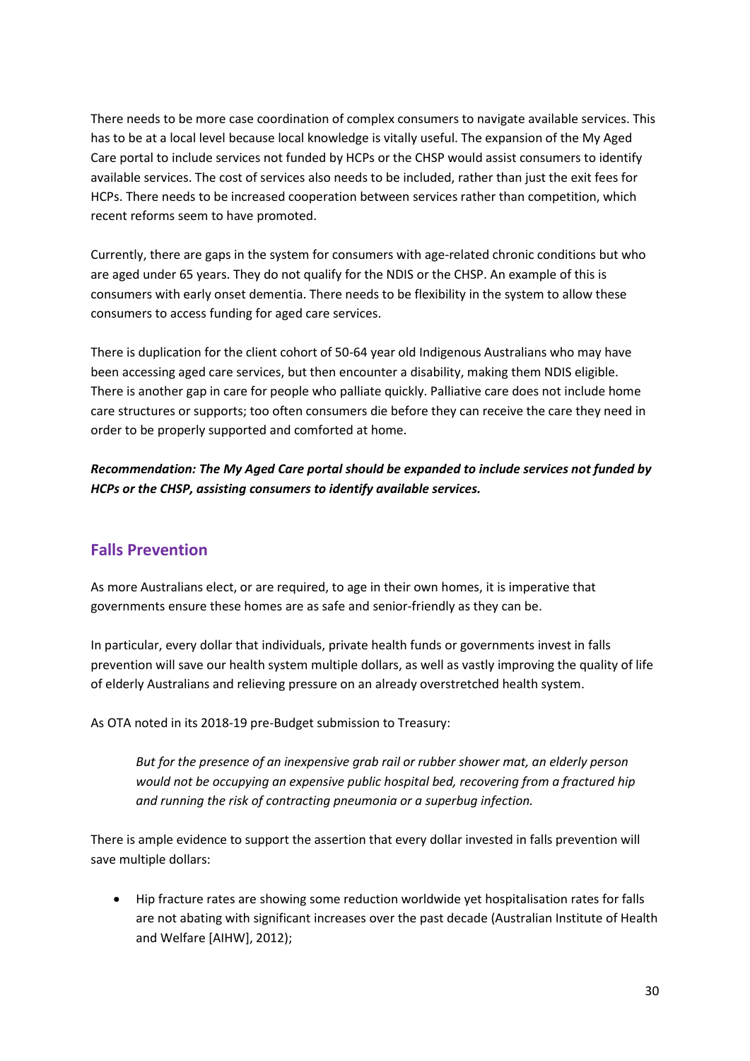There needs to be more case coordination of complex consumers to navigate available services. This has to be at a local level because local knowledge is vitally useful. The expansion of the My Aged Care portal to include services not funded by HCPs or the CHSP would assist consumers to identify available services. The cost of services also needs to be included, rather than just the exit fees for HCPs. There needs to be increased cooperation between services rather than competition, which recent reforms seem to have promoted.

Currently, there are gaps in the system for consumers with age-related chronic conditions but who are aged under 65 years. They do not qualify for the NDIS or the CHSP. An example of this is consumers with early onset dementia. There needs to be flexibility in the system to allow these consumers to access funding for aged care services.

There is duplication for the client cohort of 50-64 year old Indigenous Australians who may have been accessing aged care services, but then encounter a disability, making them NDIS eligible. There is another gap in care for people who palliate quickly. Palliative care does not include home care structures or supports; too often consumers die before they can receive the care they need in order to be properly supported and comforted at home.

***Recommendation: The My Aged Care portal should be expanded to include services not funded by HCPs or the CHSP, assisting consumers to identify available services.***

## Falls Prevention

As more Australians elect, or are required, to age in their own homes, it is imperative that governments ensure these homes are as safe and senior-friendly as they can be.

In particular, every dollar that individuals, private health funds or governments invest in falls prevention will save our health system multiple dollars, as well as vastly improving the quality of life of elderly Australians and relieving pressure on an already overstretched health system.

As OTA noted in its 2018-19 pre-Budget submission to Treasury:

> *But for the presence of an inexpensive grab rail or rubber shower mat, an elderly person would not be occupying an expensive public hospital bed, recovering from a fractured hip and running the risk of contracting pneumonia or a superbug infection.*

There is ample evidence to support the assertion that every dollar invested in falls prevention will save multiple dollars:

- Hip fracture rates are showing some reduction worldwide yet hospitalisation rates for falls are not abating with significant increases over the past decade (Australian Institute of Health and Welfare [AIHW], 2012);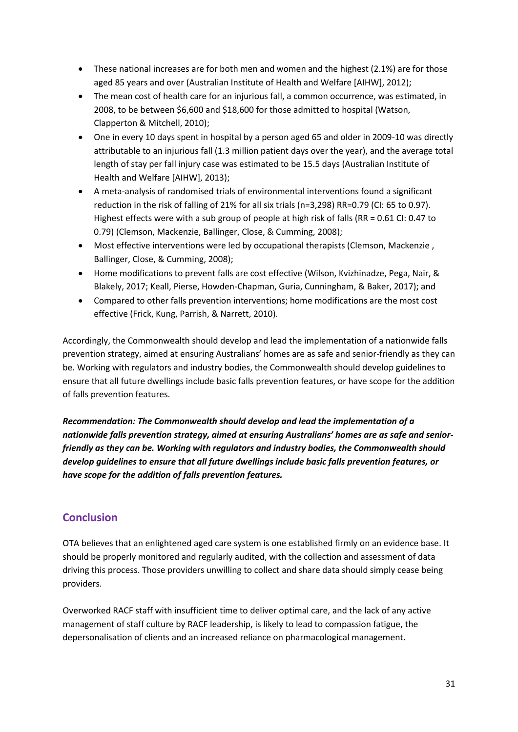- These national increases are for both men and women and the highest (2.1%) are for those aged 85 years and over (Australian Institute of Health and Welfare [AIHW], 2012);
- The mean cost of health care for an injurious fall, a common occurrence, was estimated, in 2008, to be between $6,600 and $18,600 for those admitted to hospital (Watson, Clapperton & Mitchell, 2010);
- One in every 10 days spent in hospital by a person aged 65 and older in 2009-10 was directly attributable to an injurious fall (1.3 million patient days over the year), and the average total length of stay per fall injury case was estimated to be 15.5 days (Australian Institute of Health and Welfare [AIHW], 2013);
- A meta-analysis of randomised trials of environmental interventions found a significant reduction in the risk of falling of 21% for all six trials (n=3,298) RR=0.79 (CI: 65 to 0.97). Highest effects were with a sub group of people at high risk of falls (RR = 0.61 CI: 0.47 to 0.79) (Clemson, Mackenzie, Ballinger, Close, & Cumming, 2008);
- Most effective interventions were led by occupational therapists (Clemson, Mackenzie , Ballinger, Close, & Cumming, 2008);
- Home modifications to prevent falls are cost effective (Wilson, Kvizhinadze, Pega, Nair, & Blakely, 2017; Keall, Pierse, Howden-Chapman, Guria, Cunningham, & Baker, 2017); and
- Compared to other falls prevention interventions; home modifications are the most cost effective (Frick, Kung, Parrish, & Narrett, 2010).

Accordingly, the Commonwealth should develop and lead the implementation of a nationwide falls prevention strategy, aimed at ensuring Australians' homes are as safe and senior-friendly as they can be. Working with regulators and industry bodies, the Commonwealth should develop guidelines to ensure that all future dwellings include basic falls prevention features, or have scope for the addition of falls prevention features.

***Recommendation: The Commonwealth should develop and lead the implementation of a nationwide falls prevention strategy, aimed at ensuring Australians' homes are as safe and senior-friendly as they can be. Working with regulators and industry bodies, the Commonwealth should develop guidelines to ensure that all future dwellings include basic falls prevention features, or have scope for the addition of falls prevention features.***

## Conclusion

OTA believes that an enlightened aged care system is one established firmly on an evidence base. It should be properly monitored and regularly audited, with the collection and assessment of data driving this process. Those providers unwilling to collect and share data should simply cease being providers.

Overworked RACF staff with insufficient time to deliver optimal care, and the lack of any active management of staff culture by RACF leadership, is likely to lead to compassion fatigue, the depersonalisation of clients and an increased reliance on pharmacological management.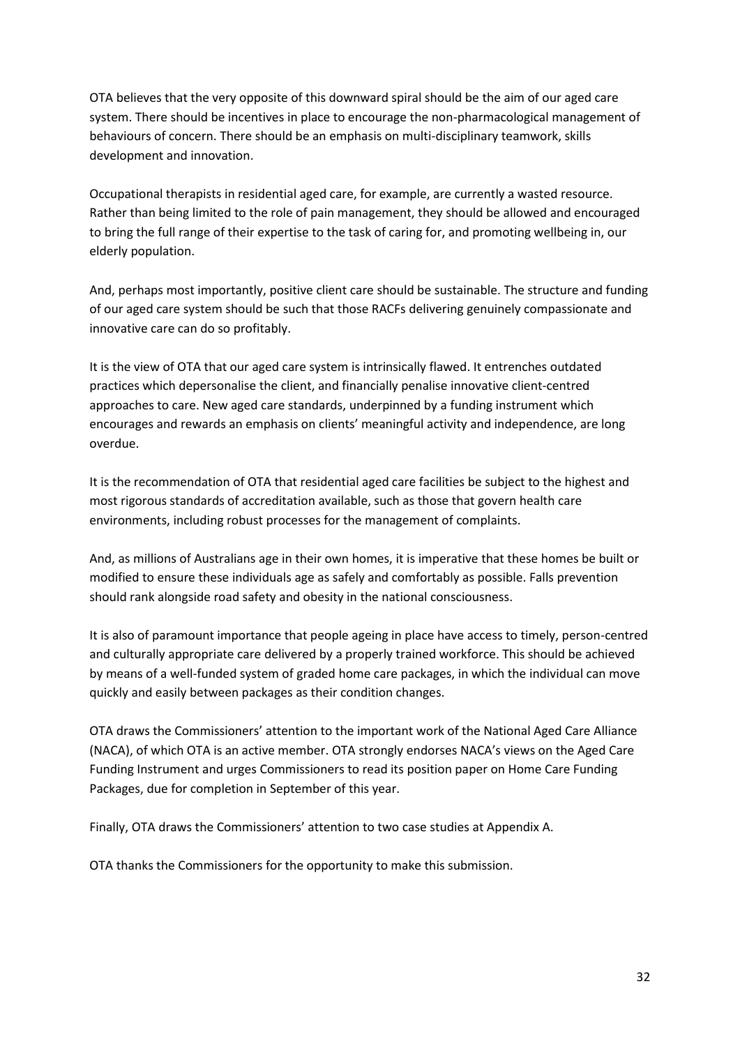OTA believes that the very opposite of this downward spiral should be the aim of our aged care system. There should be incentives in place to encourage the non-pharmacological management of behaviours of concern. There should be an emphasis on multi-disciplinary teamwork, skills development and innovation.

Occupational therapists in residential aged care, for example, are currently a wasted resource. Rather than being limited to the role of pain management, they should be allowed and encouraged to bring the full range of their expertise to the task of caring for, and promoting wellbeing in, our elderly population.

And, perhaps most importantly, positive client care should be sustainable. The structure and funding of our aged care system should be such that those RACFs delivering genuinely compassionate and innovative care can do so profitably.

It is the view of OTA that our aged care system is intrinsically flawed. It entrenches outdated practices which depersonalise the client, and financially penalise innovative client-centred approaches to care. New aged care standards, underpinned by a funding instrument which encourages and rewards an emphasis on clients' meaningful activity and independence, are long overdue.

It is the recommendation of OTA that residential aged care facilities be subject to the highest and most rigorous standards of accreditation available, such as those that govern health care environments, including robust processes for the management of complaints.

And, as millions of Australians age in their own homes, it is imperative that these homes be built or modified to ensure these individuals age as safely and comfortably as possible. Falls prevention should rank alongside road safety and obesity in the national consciousness.

It is also of paramount importance that people ageing in place have access to timely, person-centred and culturally appropriate care delivered by a properly trained workforce. This should be achieved by means of a well-funded system of graded home care packages, in which the individual can move quickly and easily between packages as their condition changes.

OTA draws the Commissioners' attention to the important work of the National Aged Care Alliance (NACA), of which OTA is an active member. OTA strongly endorses NACA's views on the Aged Care Funding Instrument and urges Commissioners to read its position paper on Home Care Funding Packages, due for completion in September of this year.

Finally, OTA draws the Commissioners' attention to two case studies at Appendix A.

OTA thanks the Commissioners for the opportunity to make this submission.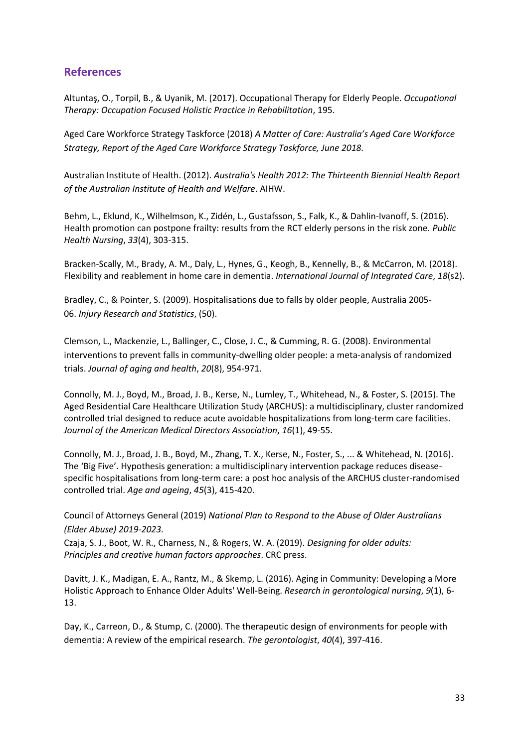## References

Altuntaş, O., Torpil, B., & Uyanik, M. (2017). Occupational Therapy for Elderly People. *Occupational Therapy: Occupation Focused Holistic Practice in Rehabilitation*, 195.

Aged Care Workforce Strategy Taskforce (2018) *A Matter of Care: Australia's Aged Care Workforce Strategy, Report of the Aged Care Workforce Strategy Taskforce, June 2018.*

Australian Institute of Health. (2012). *Australia's Health 2012: The Thirteenth Biennial Health Report of the Australian Institute of Health and Welfare*. AIHW.

Behm, L., Eklund, K., Wilhelmson, K., Zidén, L., Gustafsson, S., Falk, K., & Dahlin-Ivanoff, S. (2016). Health promotion can postpone frailty: results from the RCT elderly persons in the risk zone. *Public Health Nursing*, *33*(4), 303-315.

Bracken-Scally, M., Brady, A. M., Daly, L., Hynes, G., Keogh, B., Kennelly, B., & McCarron, M. (2018). Flexibility and reablement in home care in dementia. *International Journal of Integrated Care*, *18*(s2).

Bradley, C., & Pointer, S. (2009). Hospitalisations due to falls by older people, Australia 2005-06. *Injury Research and Statistics*, (50).

Clemson, L., Mackenzie, L., Ballinger, C., Close, J. C., & Cumming, R. G. (2008). Environmental interventions to prevent falls in community-dwelling older people: a meta-analysis of randomized trials. *Journal of aging and health*, *20*(8), 954-971.

Connolly, M. J., Boyd, M., Broad, J. B., Kerse, N., Lumley, T., Whitehead, N., & Foster, S. (2015). The Aged Residential Care Healthcare Utilization Study (ARCHUS): a multidisciplinary, cluster randomized controlled trial designed to reduce acute avoidable hospitalizations from long-term care facilities. *Journal of the American Medical Directors Association*, *16*(1), 49-55.

Connolly, M. J., Broad, J. B., Boyd, M., Zhang, T. X., Kerse, N., Foster, S., ... & Whitehead, N. (2016). The 'Big Five'. Hypothesis generation: a multidisciplinary intervention package reduces disease-specific hospitalisations from long-term care: a post hoc analysis of the ARCHUS cluster-randomised controlled trial. *Age and ageing*, *45*(3), 415-420.

Council of Attorneys General (2019) *National Plan to Respond to the Abuse of Older Australians (Elder Abuse) 2019-2023.*

Czaja, S. J., Boot, W. R., Charness, N., & Rogers, W. A. (2019). *Designing for older adults: Principles and creative human factors approaches*. CRC press.

Davitt, J. K., Madigan, E. A., Rantz, M., & Skemp, L. (2016). Aging in Community: Developing a More Holistic Approach to Enhance Older Adults' Well-Being. *Research in gerontological nursing*, *9*(1), 6-13.

Day, K., Carreon, D., & Stump, C. (2000). The therapeutic design of environments for people with dementia: A review of the empirical research. *The gerontologist*, *40*(4), 397-416.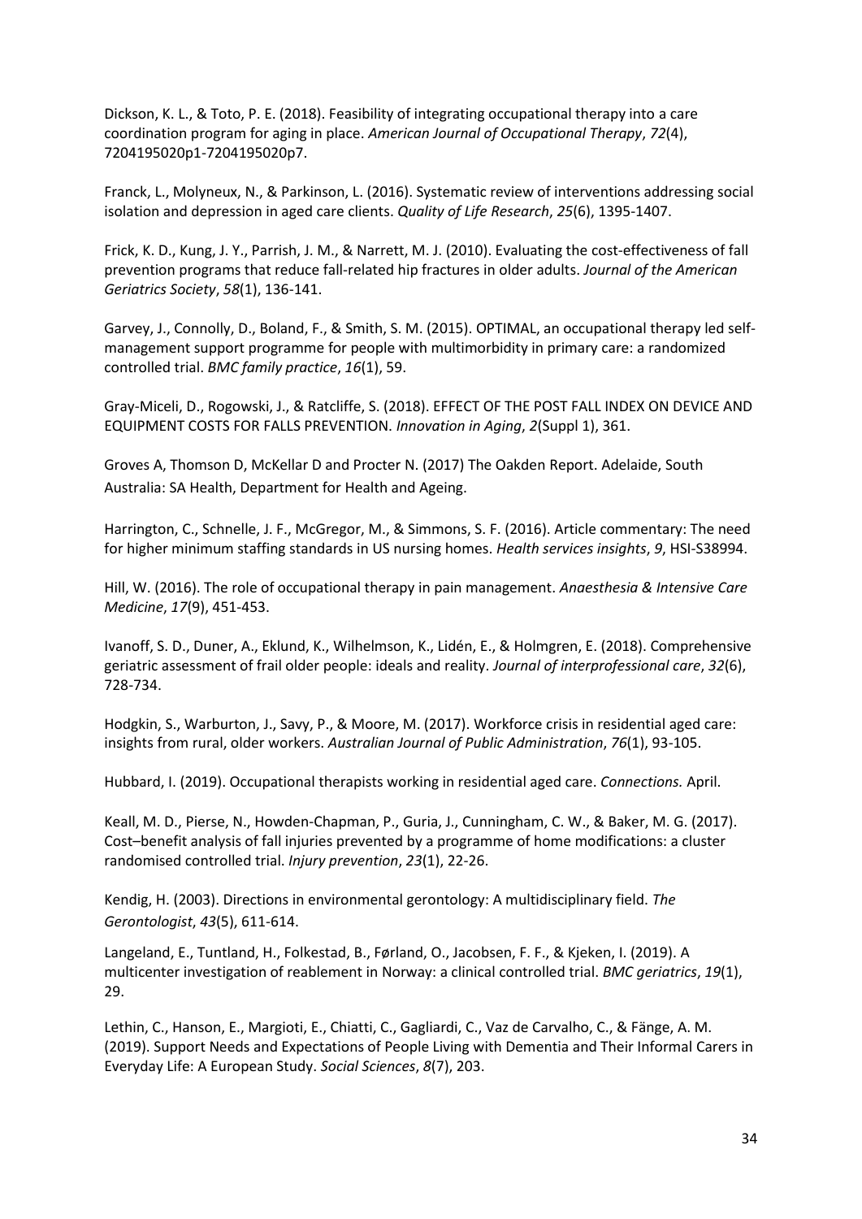Dickson, K. L., & Toto, P. E. (2018). Feasibility of integrating occupational therapy into a care coordination program for aging in place. *American Journal of Occupational Therapy*, *72*(4), 7204195020p1-7204195020p7.

Franck, L., Molyneux, N., & Parkinson, L. (2016). Systematic review of interventions addressing social isolation and depression in aged care clients. *Quality of Life Research*, *25*(6), 1395-1407.

Frick, K. D., Kung, J. Y., Parrish, J. M., & Narrett, M. J. (2010). Evaluating the cost-effectiveness of fall prevention programs that reduce fall-related hip fractures in older adults. *Journal of the American Geriatrics Society*, *58*(1), 136-141.

Garvey, J., Connolly, D., Boland, F., & Smith, S. M. (2015). OPTIMAL, an occupational therapy led self-management support programme for people with multimorbidity in primary care: a randomized controlled trial. *BMC family practice*, *16*(1), 59.

Gray-Miceli, D., Rogowski, J., & Ratcliffe, S. (2018). EFFECT OF THE POST FALL INDEX ON DEVICE AND EQUIPMENT COSTS FOR FALLS PREVENTION. *Innovation in Aging*, *2*(Suppl 1), 361.

Groves A, Thomson D, McKellar D and Procter N. (2017) The Oakden Report. Adelaide, South Australia: SA Health, Department for Health and Ageing.

Harrington, C., Schnelle, J. F., McGregor, M., & Simmons, S. F. (2016). Article commentary: The need for higher minimum staffing standards in US nursing homes. *Health services insights*, *9*, HSI-S38994.

Hill, W. (2016). The role of occupational therapy in pain management. *Anaesthesia & Intensive Care Medicine*, *17*(9), 451-453.

Ivanoff, S. D., Duner, A., Eklund, K., Wilhelmson, K., Lidén, E., & Holmgren, E. (2018). Comprehensive geriatric assessment of frail older people: ideals and reality. *Journal of interprofessional care*, *32*(6), 728-734.

Hodgkin, S., Warburton, J., Savy, P., & Moore, M. (2017). Workforce crisis in residential aged care: insights from rural, older workers. *Australian Journal of Public Administration*, *76*(1), 93-105.

Hubbard, I. (2019). Occupational therapists working in residential aged care. *Connections.* April.

Keall, M. D., Pierse, N., Howden-Chapman, P., Guria, J., Cunningham, C. W., & Baker, M. G. (2017). Cost–benefit analysis of fall injuries prevented by a programme of home modifications: a cluster randomised controlled trial. *Injury prevention*, *23*(1), 22-26.

Kendig, H. (2003). Directions in environmental gerontology: A multidisciplinary field. *The Gerontologist*, *43*(5), 611-614.

Langeland, E., Tuntland, H., Folkestad, B., Førland, O., Jacobsen, F. F., & Kjeken, I. (2019). A multicenter investigation of reablement in Norway: a clinical controlled trial. *BMC geriatrics*, *19*(1), 29.

Lethin, C., Hanson, E., Margioti, E., Chiatti, C., Gagliardi, C., Vaz de Carvalho, C., & Fänge, A. M. (2019). Support Needs and Expectations of People Living with Dementia and Their Informal Carers in Everyday Life: A European Study. *Social Sciences*, *8*(7), 203.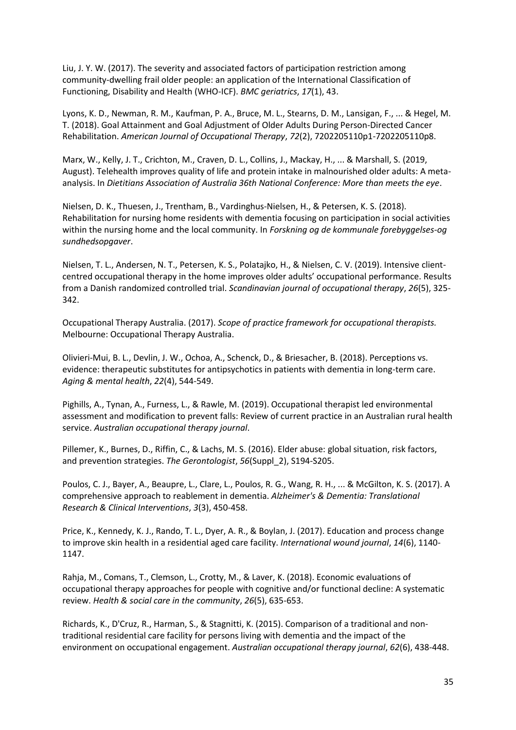Liu, J. Y. W. (2017). The severity and associated factors of participation restriction among community-dwelling frail older people: an application of the International Classification of Functioning, Disability and Health (WHO-ICF). *BMC geriatrics*, *17*(1), 43.

Lyons, K. D., Newman, R. M., Kaufman, P. A., Bruce, M. L., Stearns, D. M., Lansigan, F., ... & Hegel, M. T. (2018). Goal Attainment and Goal Adjustment of Older Adults During Person-Directed Cancer Rehabilitation. *American Journal of Occupational Therapy*, *72*(2), 7202205110p1-7202205110p8.

Marx, W., Kelly, J. T., Crichton, M., Craven, D. L., Collins, J., Mackay, H., ... & Marshall, S. (2019, August). Telehealth improves quality of life and protein intake in malnourished older adults: A meta-analysis. In *Dietitians Association of Australia 36th National Conference: More than meets the eye*.

Nielsen, D. K., Thuesen, J., Trentham, B., Vardinghus-Nielsen, H., & Petersen, K. S. (2018). Rehabilitation for nursing home residents with dementia focusing on participation in social activities within the nursing home and the local community. In *Forskning og de kommunale forebyggelses-og sundhedsopgaver*.

Nielsen, T. L., Andersen, N. T., Petersen, K. S., Polatajko, H., & Nielsen, C. V. (2019). Intensive client-centred occupational therapy in the home improves older adults' occupational performance. Results from a Danish randomized controlled trial. *Scandinavian journal of occupational therapy*, *26*(5), 325-342.

Occupational Therapy Australia. (2017). *Scope of practice framework for occupational therapists.* Melbourne: Occupational Therapy Australia.

Olivieri-Mui, B. L., Devlin, J. W., Ochoa, A., Schenck, D., & Briesacher, B. (2018). Perceptions vs. evidence: therapeutic substitutes for antipsychotics in patients with dementia in long-term care. *Aging & mental health*, *22*(4), 544-549.

Pighills, A., Tynan, A., Furness, L., & Rawle, M. (2019). Occupational therapist led environmental assessment and modification to prevent falls: Review of current practice in an Australian rural health service. *Australian occupational therapy journal*.

Pillemer, K., Burnes, D., Riffin, C., & Lachs, M. S. (2016). Elder abuse: global situation, risk factors, and prevention strategies. *The Gerontologist*, *56*(Suppl_2), S194-S205.

Poulos, C. J., Bayer, A., Beaupre, L., Clare, L., Poulos, R. G., Wang, R. H., ... & McGilton, K. S. (2017). A comprehensive approach to reablement in dementia. *Alzheimer's & Dementia: Translational Research & Clinical Interventions*, *3*(3), 450-458.

Price, K., Kennedy, K. J., Rando, T. L., Dyer, A. R., & Boylan, J. (2017). Education and process change to improve skin health in a residential aged care facility. *International wound journal*, *14*(6), 1140-1147.

Rahja, M., Comans, T., Clemson, L., Crotty, M., & Laver, K. (2018). Economic evaluations of occupational therapy approaches for people with cognitive and/or functional decline: A systematic review. *Health & social care in the community*, *26*(5), 635-653.

Richards, K., D'Cruz, R., Harman, S., & Stagnitti, K. (2015). Comparison of a traditional and non-traditional residential care facility for persons living with dementia and the impact of the environment on occupational engagement. *Australian occupational therapy journal*, *62*(6), 438-448.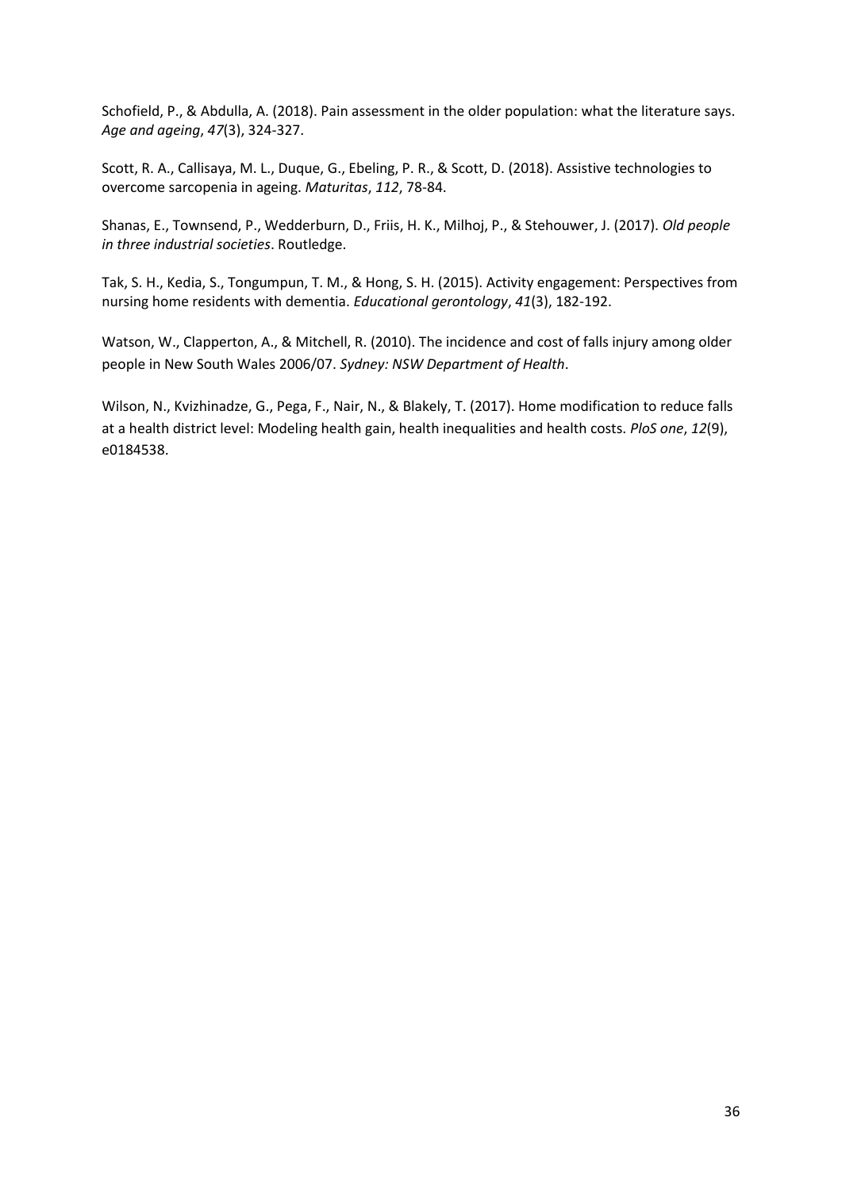Schofield, P., & Abdulla, A. (2018). Pain assessment in the older population: what the literature says. *Age and ageing*, *47*(3), 324-327.

Scott, R. A., Callisaya, M. L., Duque, G., Ebeling, P. R., & Scott, D. (2018). Assistive technologies to overcome sarcopenia in ageing. *Maturitas*, *112*, 78-84.

Shanas, E., Townsend, P., Wedderburn, D., Friis, H. K., Milhoj, P., & Stehouwer, J. (2017). *Old people in three industrial societies*. Routledge.

Tak, S. H., Kedia, S., Tongumpun, T. M., & Hong, S. H. (2015). Activity engagement: Perspectives from nursing home residents with dementia. *Educational gerontology*, *41*(3), 182-192.

Watson, W., Clapperton, A., & Mitchell, R. (2010). The incidence and cost of falls injury among older people in New South Wales 2006/07. *Sydney: NSW Department of Health*.

Wilson, N., Kvizhinadze, G., Pega, F., Nair, N., & Blakely, T. (2017). Home modification to reduce falls at a health district level: Modeling health gain, health inequalities and health costs. *PloS one*, *12*(9), e0184538.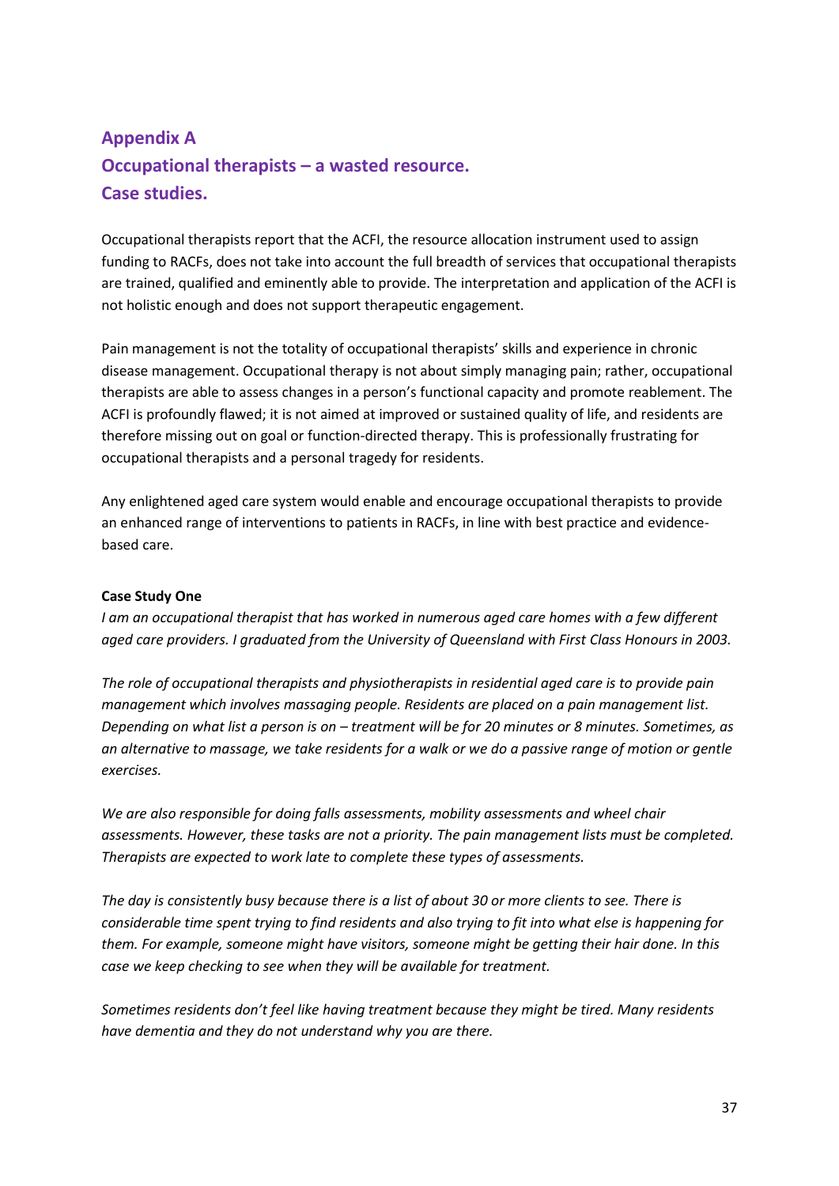## Appendix A
## Occupational therapists – a wasted resource.
## Case studies.

Occupational therapists report that the ACFI, the resource allocation instrument used to assign funding to RACFs, does not take into account the full breadth of services that occupational therapists are trained, qualified and eminently able to provide. The interpretation and application of the ACFI is not holistic enough and does not support therapeutic engagement.

Pain management is not the totality of occupational therapists' skills and experience in chronic disease management. Occupational therapy is not about simply managing pain; rather, occupational therapists are able to assess changes in a person's functional capacity and promote reablement. The ACFI is profoundly flawed; it is not aimed at improved or sustained quality of life, and residents are therefore missing out on goal or function-directed therapy. This is professionally frustrating for occupational therapists and a personal tragedy for residents.

Any enlightened aged care system would enable and encourage occupational therapists to provide an enhanced range of interventions to patients in RACFs, in line with best practice and evidence-based care.

**Case Study One**

*I am an occupational therapist that has worked in numerous aged care homes with a few different aged care providers. I graduated from the University of Queensland with First Class Honours in 2003.*

*The role of occupational therapists and physiotherapists in residential aged care is to provide pain management which involves massaging people. Residents are placed on a pain management list. Depending on what list a person is on – treatment will be for 20 minutes or 8 minutes. Sometimes, as an alternative to massage, we take residents for a walk or we do a passive range of motion or gentle exercises.*

*We are also responsible for doing falls assessments, mobility assessments and wheel chair assessments. However, these tasks are not a priority. The pain management lists must be completed. Therapists are expected to work late to complete these types of assessments.*

*The day is consistently busy because there is a list of about 30 or more clients to see. There is considerable time spent trying to find residents and also trying to fit into what else is happening for them. For example, someone might have visitors, someone might be getting their hair done. In this case we keep checking to see when they will be available for treatment.*

*Sometimes residents don't feel like having treatment because they might be tired. Many residents have dementia and they do not understand why you are there.*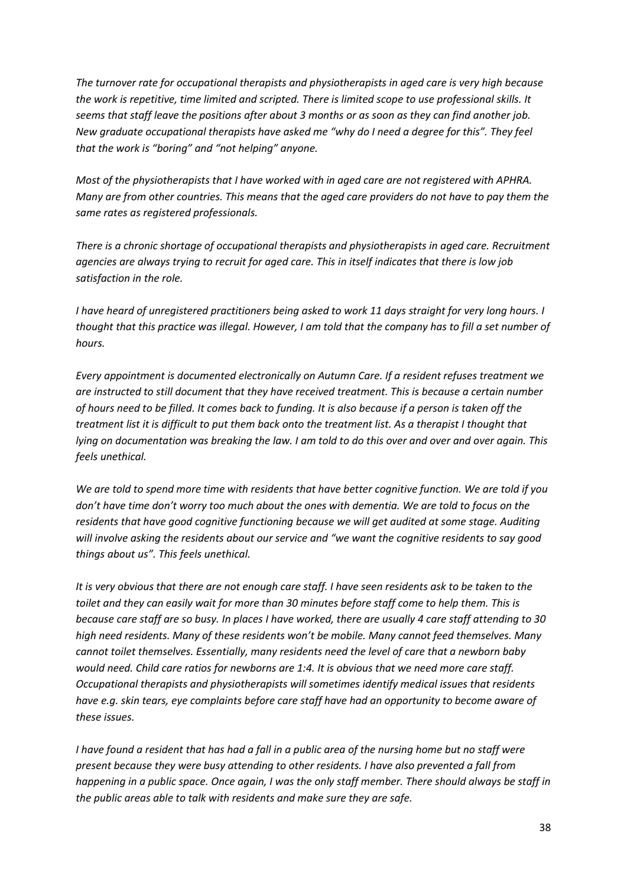*The turnover rate for occupational therapists and physiotherapists in aged care is very high because the work is repetitive, time limited and scripted. There is limited scope to use professional skills. It seems that staff leave the positions after about 3 months or as soon as they can find another job. New graduate occupational therapists have asked me "why do I need a degree for this". They feel that the work is "boring" and "not helping" anyone.*

*Most of the physiotherapists that I have worked with in aged care are not registered with APHRA. Many are from other countries. This means that the aged care providers do not have to pay them the same rates as registered professionals.*

*There is a chronic shortage of occupational therapists and physiotherapists in aged care. Recruitment agencies are always trying to recruit for aged care. This in itself indicates that there is low job satisfaction in the role.*

*I have heard of unregistered practitioners being asked to work 11 days straight for very long hours. I thought that this practice was illegal. However, I am told that the company has to fill a set number of hours.*

*Every appointment is documented electronically on Autumn Care. If a resident refuses treatment we are instructed to still document that they have received treatment. This is because a certain number of hours need to be filled. It comes back to funding. It is also because if a person is taken off the treatment list it is difficult to put them back onto the treatment list. As a therapist I thought that lying on documentation was breaking the law. I am told to do this over and over and over again. This feels unethical.*

*We are told to spend more time with residents that have better cognitive function. We are told if you don't have time don't worry too much about the ones with dementia. We are told to focus on the residents that have good cognitive functioning because we will get audited at some stage. Auditing will involve asking the residents about our service and "we want the cognitive residents to say good things about us". This feels unethical.*

*It is very obvious that there are not enough care staff. I have seen residents ask to be taken to the toilet and they can easily wait for more than 30 minutes before staff come to help them. This is because care staff are so busy. In places I have worked, there are usually 4 care staff attending to 30 high need residents. Many of these residents won't be mobile. Many cannot feed themselves. Many cannot toilet themselves. Essentially, many residents need the level of care that a newborn baby would need. Child care ratios for newborns are 1:4. It is obvious that we need more care staff. Occupational therapists and physiotherapists will sometimes identify medical issues that residents have e.g. skin tears, eye complaints before care staff have had an opportunity to become aware of these issues.*

*I have found a resident that has had a fall in a public area of the nursing home but no staff were present because they were busy attending to other residents. I have also prevented a fall from happening in a public space. Once again, I was the only staff member. There should always be staff in the public areas able to talk with residents and make sure they are safe.*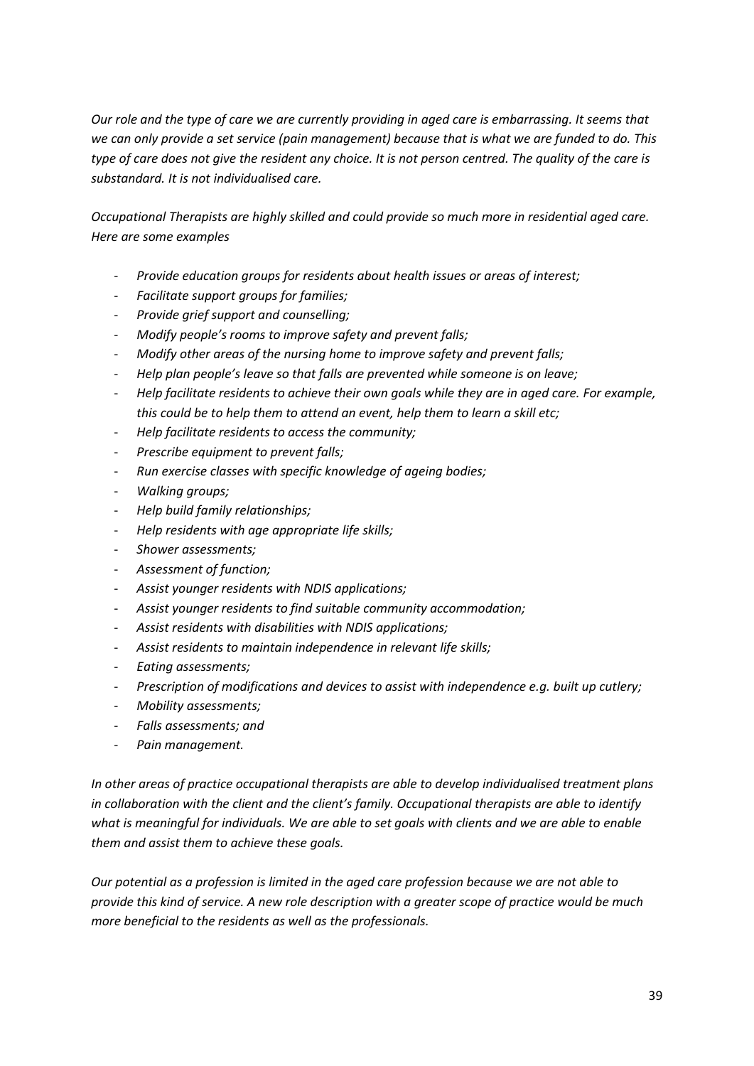*Our role and the type of care we are currently providing in aged care is embarrassing. It seems that we can only provide a set service (pain management) because that is what we are funded to do. This type of care does not give the resident any choice. It is not person centred. The quality of the care is substandard. It is not individualised care.*

*Occupational Therapists are highly skilled and could provide so much more in residential aged care. Here are some examples*

- *Provide education groups for residents about health issues or areas of interest;*
- *Facilitate support groups for families;*
- *Provide grief support and counselling;*
- *Modify people's rooms to improve safety and prevent falls;*
- *Modify other areas of the nursing home to improve safety and prevent falls;*
- *Help plan people's leave so that falls are prevented while someone is on leave;*
- *Help facilitate residents to achieve their own goals while they are in aged care. For example, this could be to help them to attend an event, help them to learn a skill etc;*
- *Help facilitate residents to access the community;*
- *Prescribe equipment to prevent falls;*
- *Run exercise classes with specific knowledge of ageing bodies;*
- *Walking groups;*
- *Help build family relationships;*
- *Help residents with age appropriate life skills;*
- *Shower assessments;*
- *Assessment of function;*
- *Assist younger residents with NDIS applications;*
- *Assist younger residents to find suitable community accommodation;*
- *Assist residents with disabilities with NDIS applications;*
- *Assist residents to maintain independence in relevant life skills;*
- *Eating assessments;*
- *Prescription of modifications and devices to assist with independence e.g. built up cutlery;*
- *Mobility assessments;*
- *Falls assessments; and*
- *Pain management.*

*In other areas of practice occupational therapists are able to develop individualised treatment plans in collaboration with the client and the client's family. Occupational therapists are able to identify what is meaningful for individuals. We are able to set goals with clients and we are able to enable them and assist them to achieve these goals.*

*Our potential as a profession is limited in the aged care profession because we are not able to provide this kind of service. A new role description with a greater scope of practice would be much more beneficial to the residents as well as the professionals.*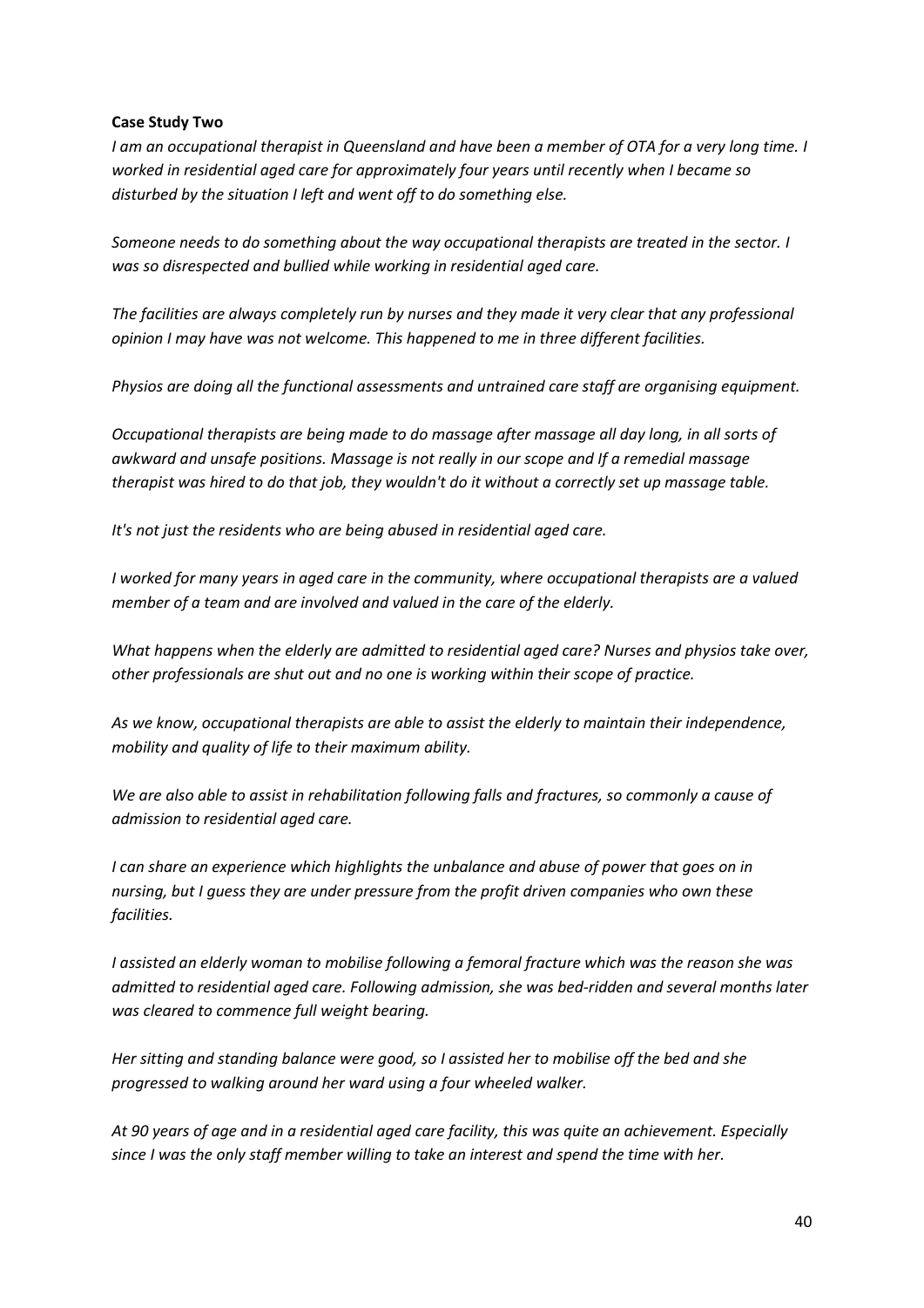**Case Study Two**

*I am an occupational therapist in Queensland and have been a member of OTA for a very long time. I worked in residential aged care for approximately four years until recently when I became so disturbed by the situation I left and went off to do something else.*

*Someone needs to do something about the way occupational therapists are treated in the sector. I was so disrespected and bullied while working in residential aged care.*

*The facilities are always completely run by nurses and they made it very clear that any professional opinion I may have was not welcome. This happened to me in three different facilities.*

*Physios are doing all the functional assessments and untrained care staff are organising equipment.*

*Occupational therapists are being made to do massage after massage all day long, in all sorts of awkward and unsafe positions. Massage is not really in our scope and If a remedial massage therapist was hired to do that job, they wouldn't do it without a correctly set up massage table.*

*It's not just the residents who are being abused in residential aged care.*

*I worked for many years in aged care in the community, where occupational therapists are a valued member of a team and are involved and valued in the care of the elderly.*

*What happens when the elderly are admitted to residential aged care? Nurses and physios take over, other professionals are shut out and no one is working within their scope of practice.*

*As we know, occupational therapists are able to assist the elderly to maintain their independence, mobility and quality of life to their maximum ability.*

*We are also able to assist in rehabilitation following falls and fractures, so commonly a cause of admission to residential aged care.*

*I can share an experience which highlights the unbalance and abuse of power that goes on in nursing, but I guess they are under pressure from the profit driven companies who own these facilities.*

*I assisted an elderly woman to mobilise following a femoral fracture which was the reason she was admitted to residential aged care. Following admission, she was bed-ridden and several months later was cleared to commence full weight bearing.*

*Her sitting and standing balance were good, so I assisted her to mobilise off the bed and she progressed to walking around her ward using a four wheeled walker.*

*At 90 years of age and in a residential aged care facility, this was quite an achievement. Especially since I was the only staff member willing to take an interest and spend the time with her.*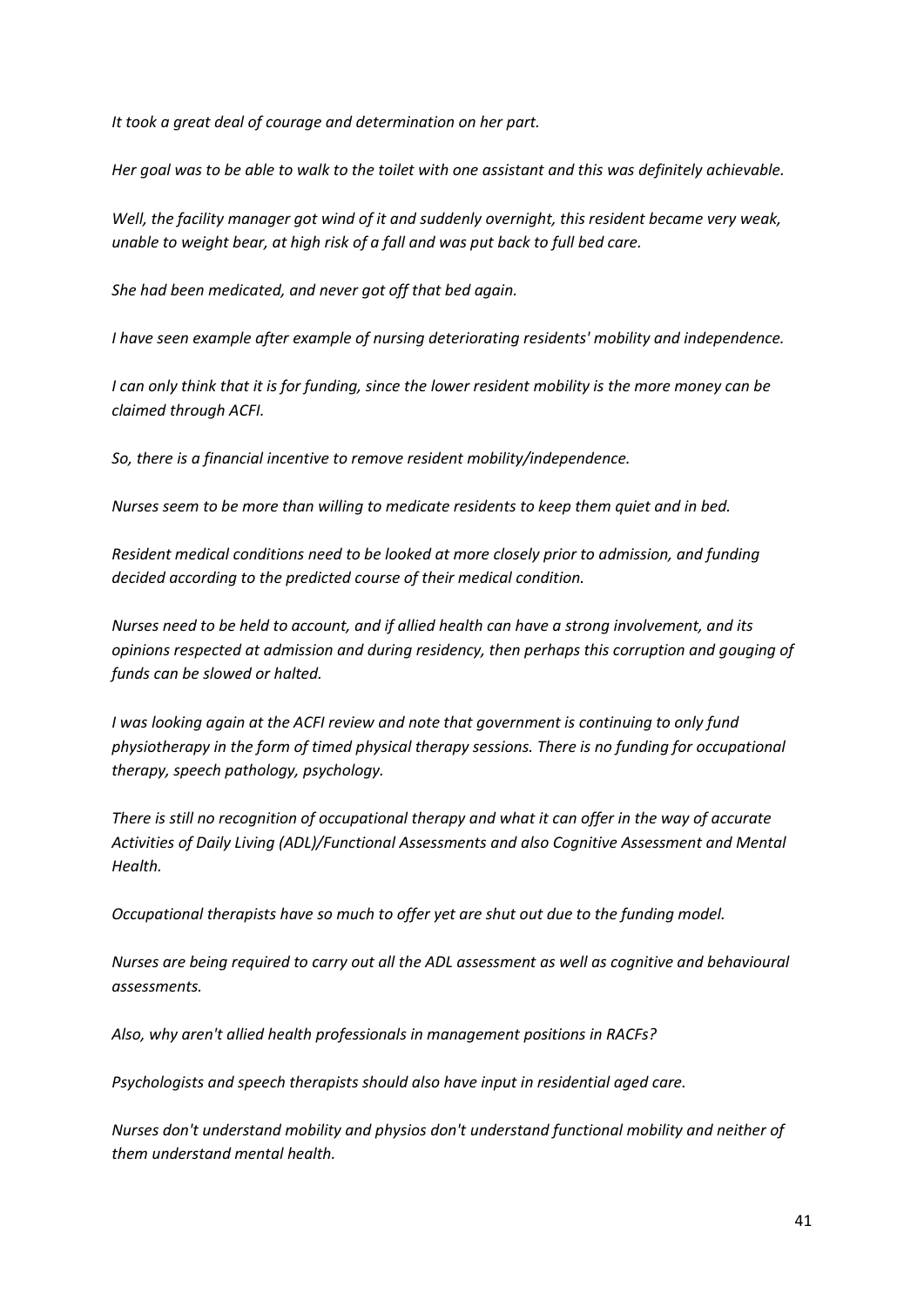*It took a great deal of courage and determination on her part.*

*Her goal was to be able to walk to the toilet with one assistant and this was definitely achievable.*

*Well, the facility manager got wind of it and suddenly overnight, this resident became very weak, unable to weight bear, at high risk of a fall and was put back to full bed care.*

*She had been medicated, and never got off that bed again.*

*I have seen example after example of nursing deteriorating residents' mobility and independence.*

*I can only think that it is for funding, since the lower resident mobility is the more money can be claimed through ACFI.*

*So, there is a financial incentive to remove resident mobility/independence.*

*Nurses seem to be more than willing to medicate residents to keep them quiet and in bed.*

*Resident medical conditions need to be looked at more closely prior to admission, and funding decided according to the predicted course of their medical condition.*

*Nurses need to be held to account, and if allied health can have a strong involvement, and its opinions respected at admission and during residency, then perhaps this corruption and gouging of funds can be slowed or halted.*

*I was looking again at the ACFI review and note that government is continuing to only fund physiotherapy in the form of timed physical therapy sessions. There is no funding for occupational therapy, speech pathology, psychology.*

*There is still no recognition of occupational therapy and what it can offer in the way of accurate Activities of Daily Living (ADL)/Functional Assessments and also Cognitive Assessment and Mental Health.*

*Occupational therapists have so much to offer yet are shut out due to the funding model.*

*Nurses are being required to carry out all the ADL assessment as well as cognitive and behavioural assessments.*

*Also, why aren't allied health professionals in management positions in RACFs?*

*Psychologists and speech therapists should also have input in residential aged care.*

*Nurses don't understand mobility and physios don't understand functional mobility and neither of them understand mental health.*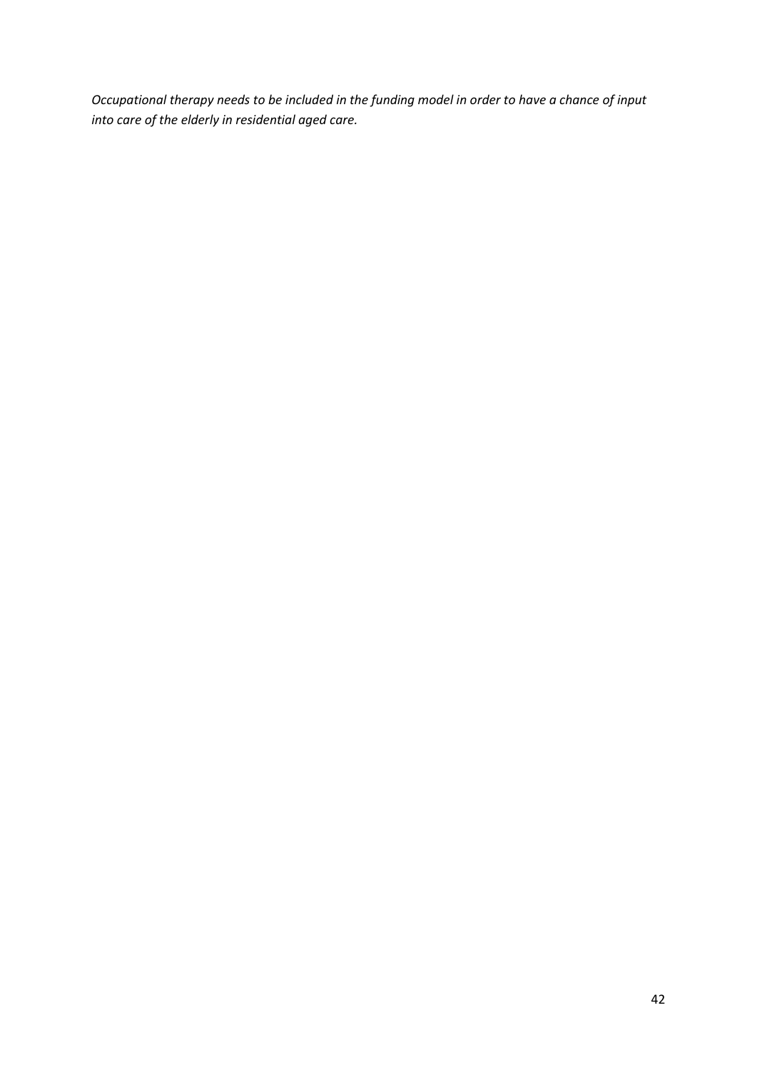*Occupational therapy needs to be included in the funding model in order to have a chance of input into care of the elderly in residential aged care.*